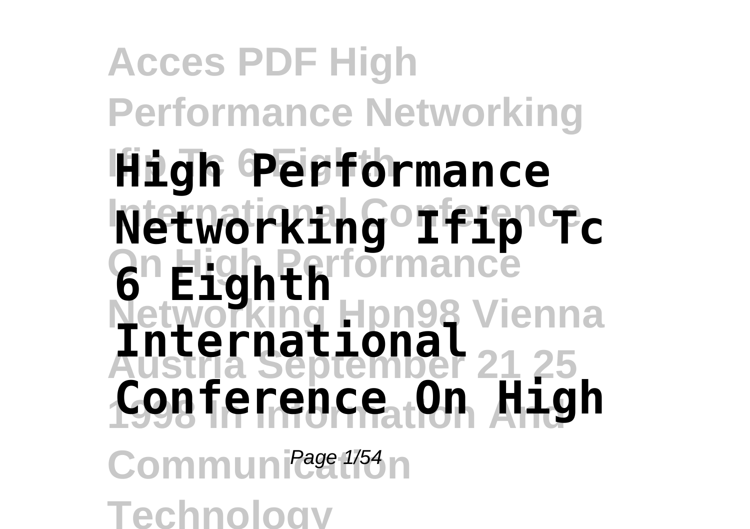# High Performance Networking Ifip Tc 6 Eighth International Conference On High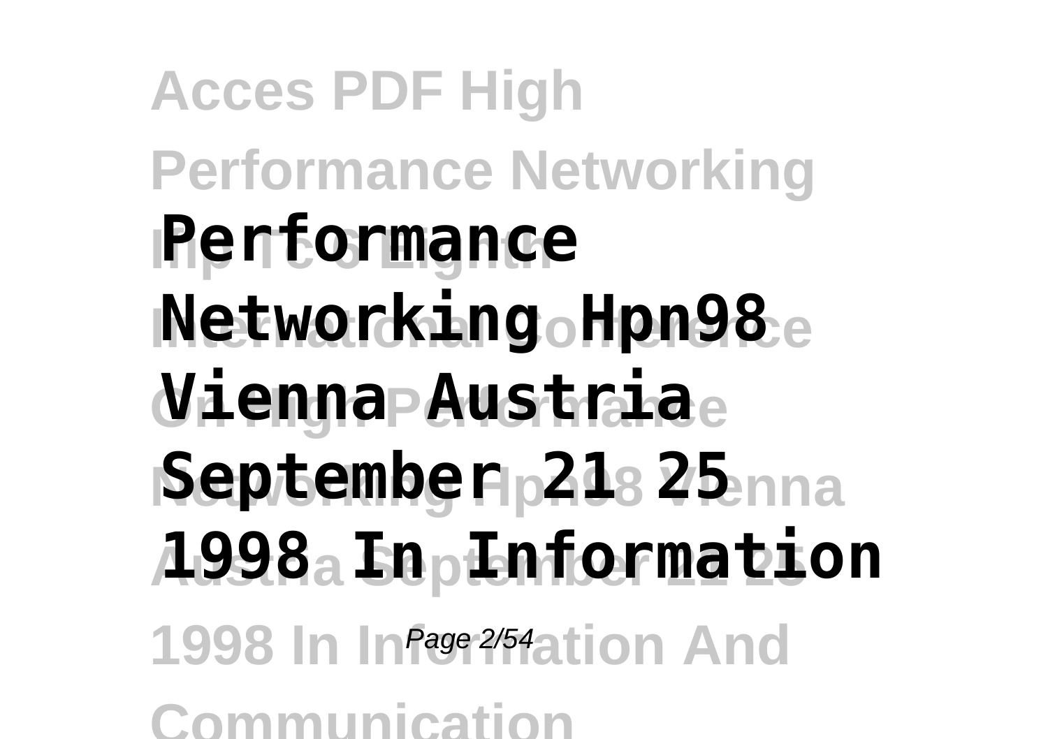**Performance Networking Hpn98 Vienna Austria September 21 25 1998 In Information**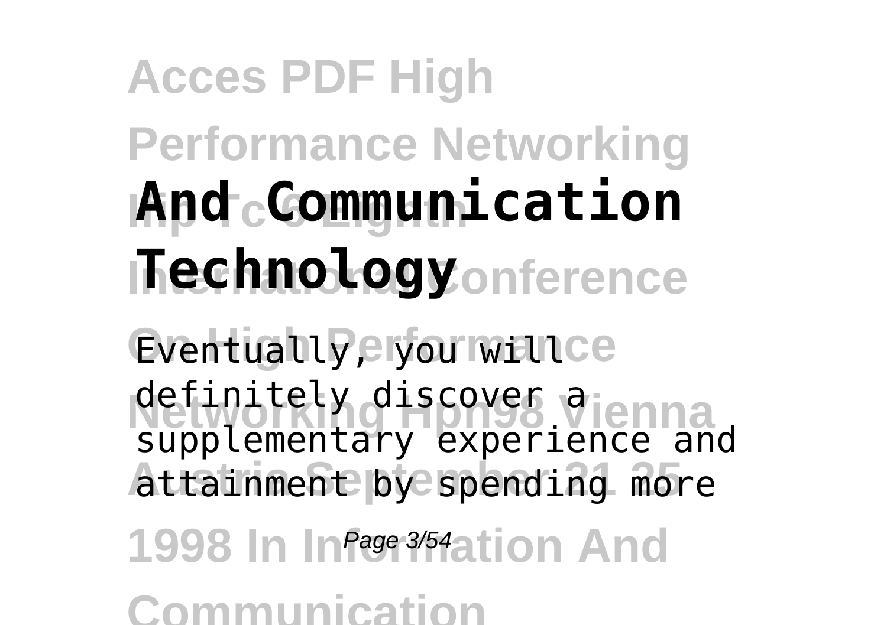**And Communication Technology**

Eventually, you will definitely discover a supplementary experience and attainment by spending more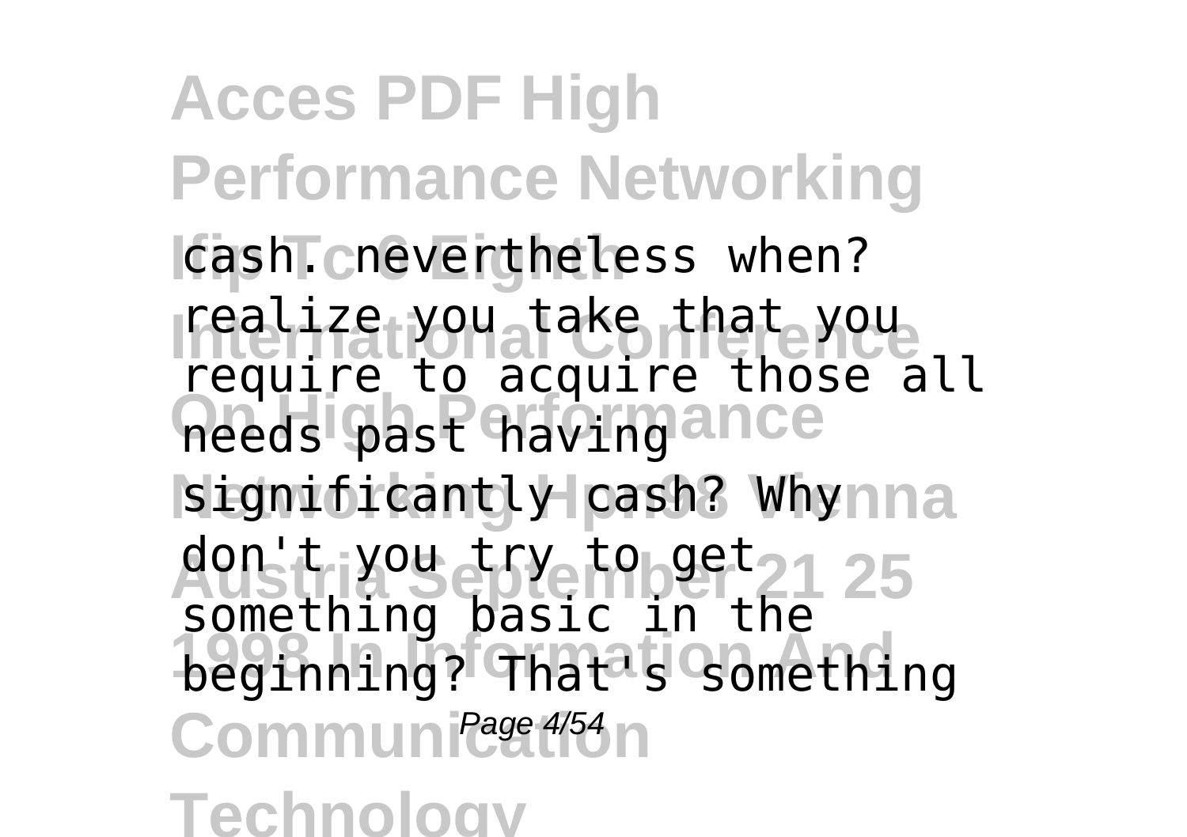cash. nevertheless when? realize you take that you require to acquire those all needs past having significantly cash? Why don't you try to get something basic in the beginning? That's something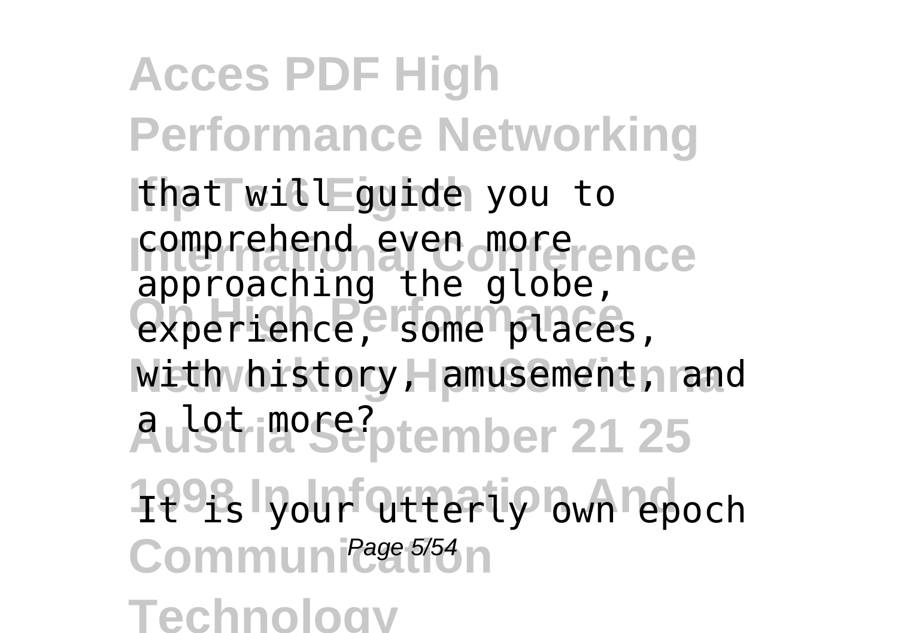that will guide you to comprehend even more approaching the globe, experience, some places, with history, amusement, and a lot more?

It is your utterly own epoch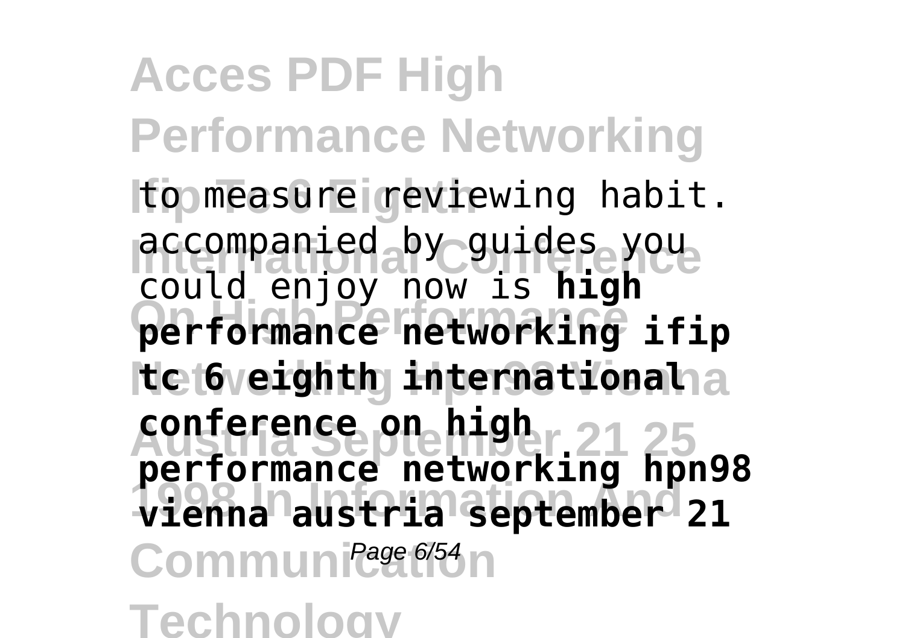to measure reviewing habit. accompanied by guides you could enjoy now is **high performance networking ifip tc 6 eighth international conference on high performance networking hpn98 vienna austria september 21**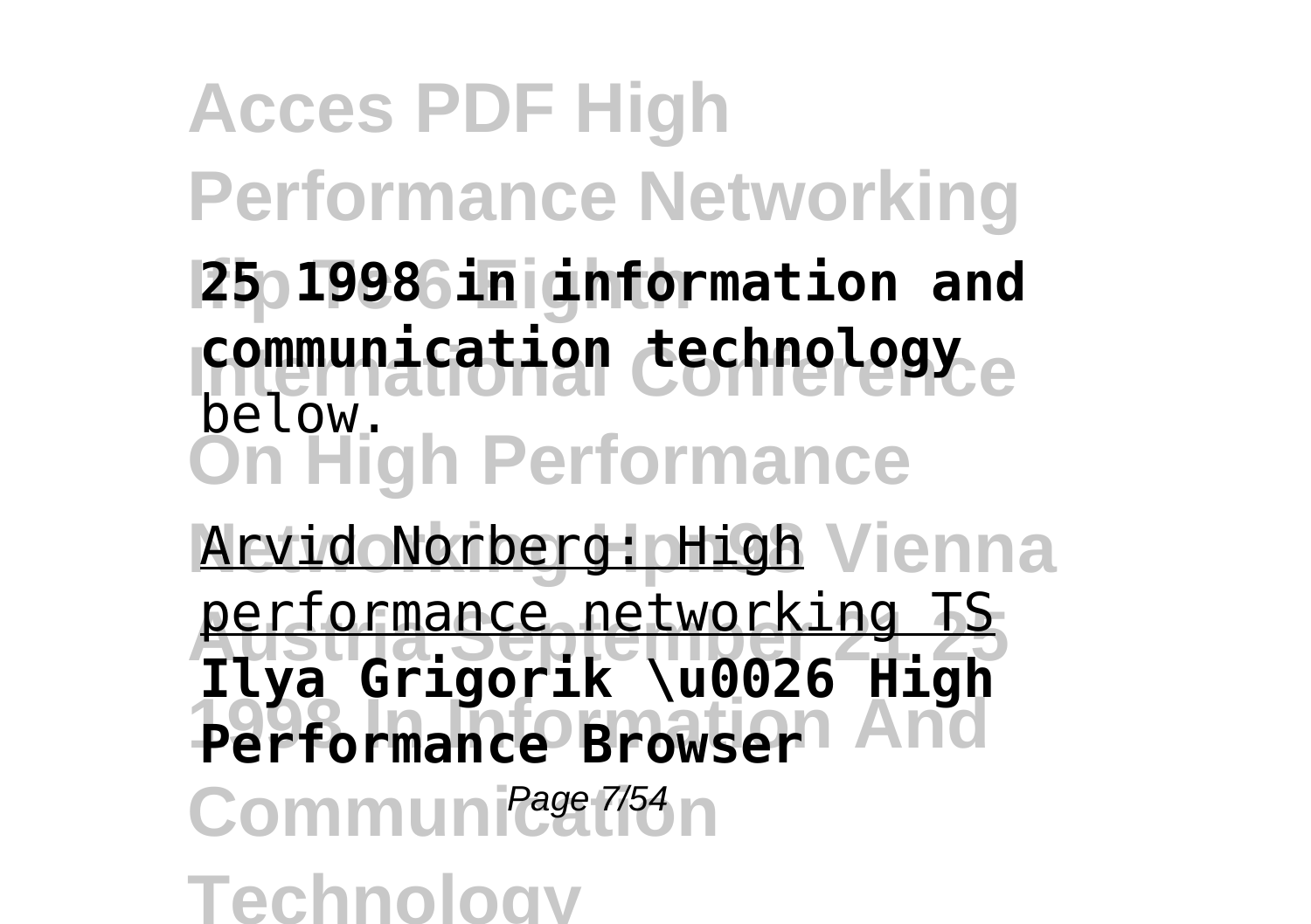**25 1998 in information and communication technology** below.

Arvid Norberg: High performance networking TS

**Ilya Grigorik \u0026 High Performance Browser**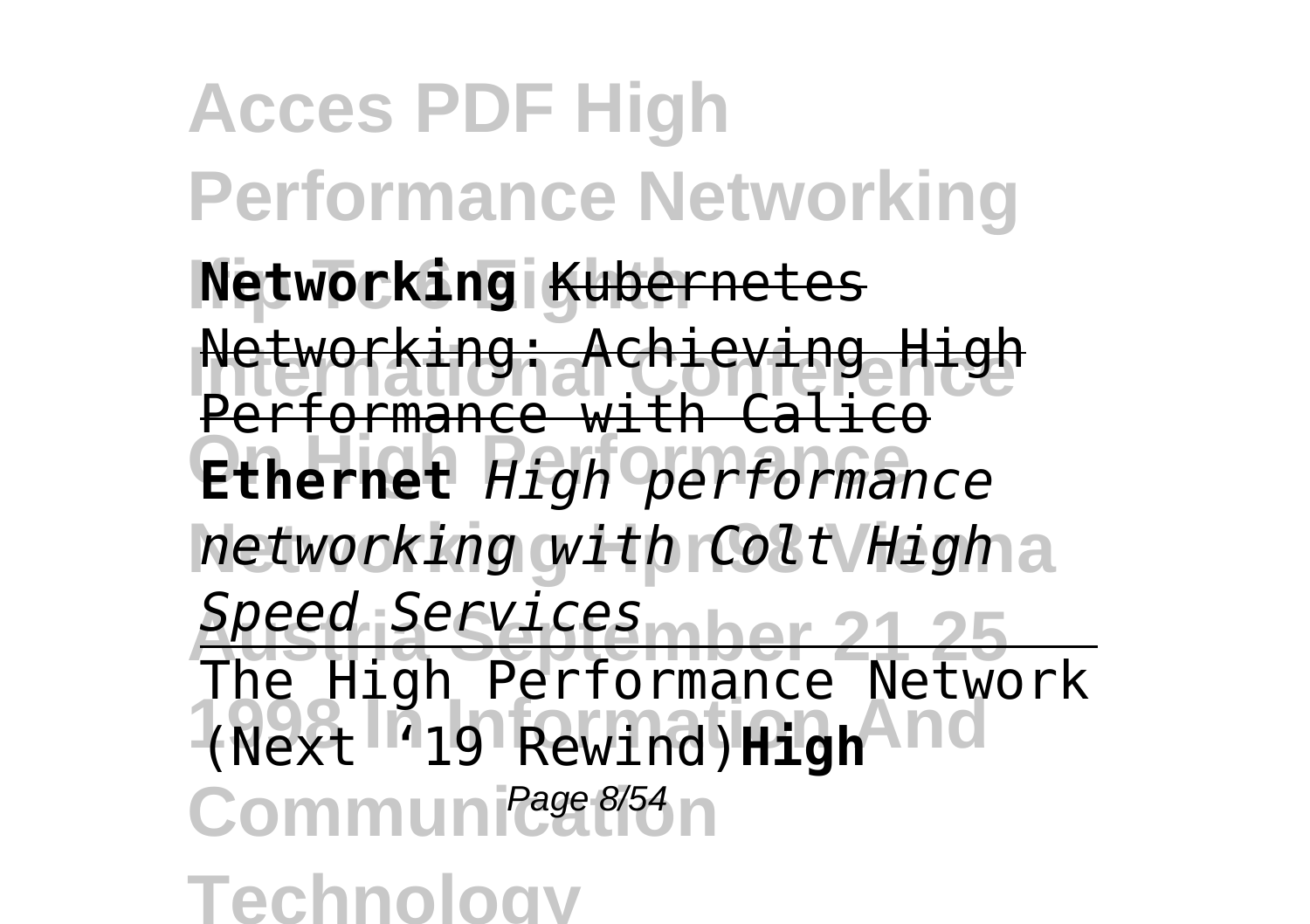**Networking** Kubernetes Networking: Achieving High Performance with Calico **Ethernet** *High performance networking with Colt High Speed Services*

The High Performance Network (Next '19 Rewind)**High**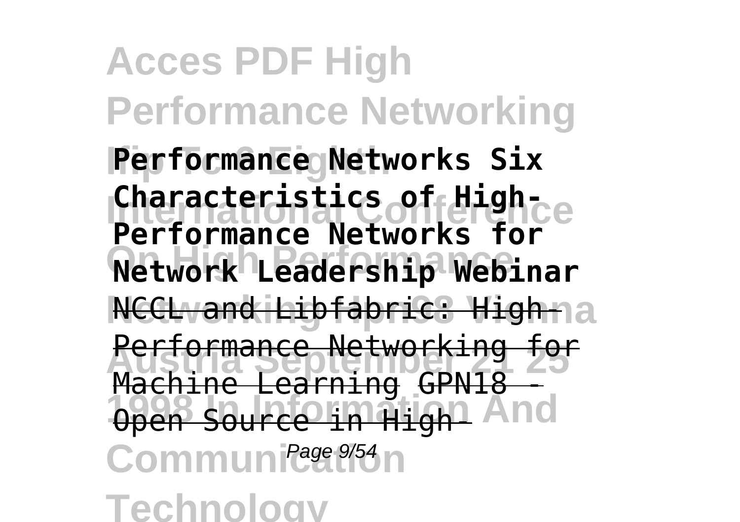**Performance Networks Six Characteristics of High-Performance Networks for Network Leadership Webinar**

~~NCCL and Libfabric: High-Performance Networking for Machine Learning~~ ~~GPN18 - Open Source in High-~~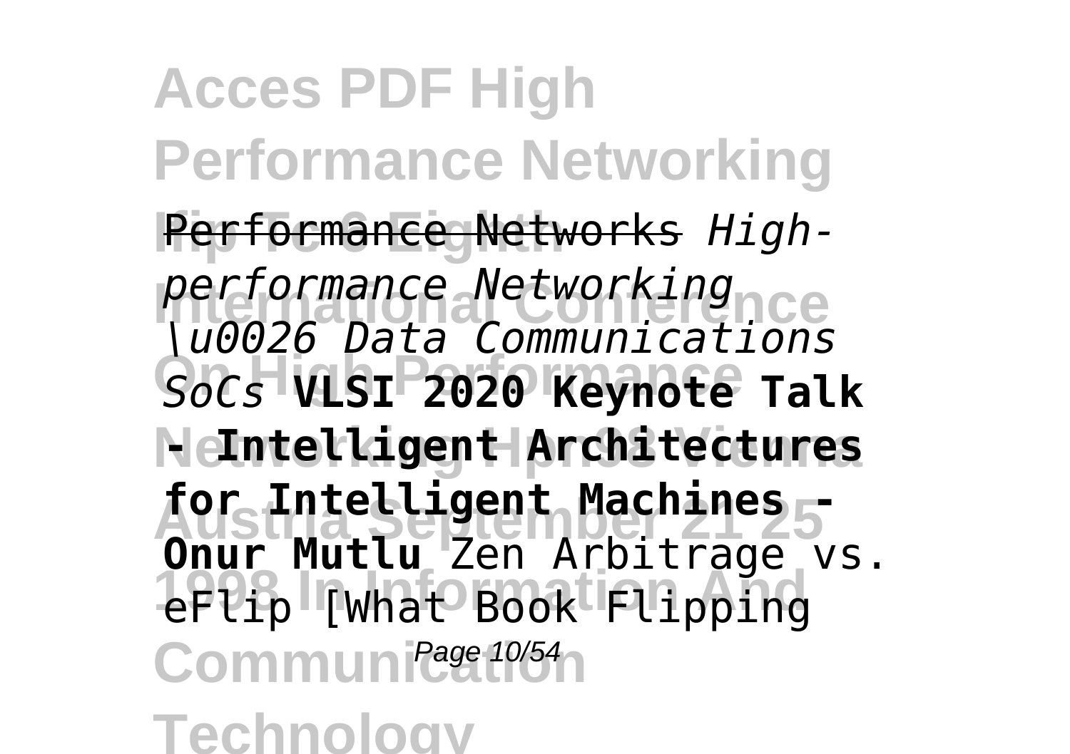Performance Networks *High-performance Networking \u0026 Data Communications SoCs* **VLSI 2020 Keynote Talk - Intelligent Architectures for Intelligent Machines - Onur Mutlu** Zen Arbitrage vs. eFlip [What Book Flipping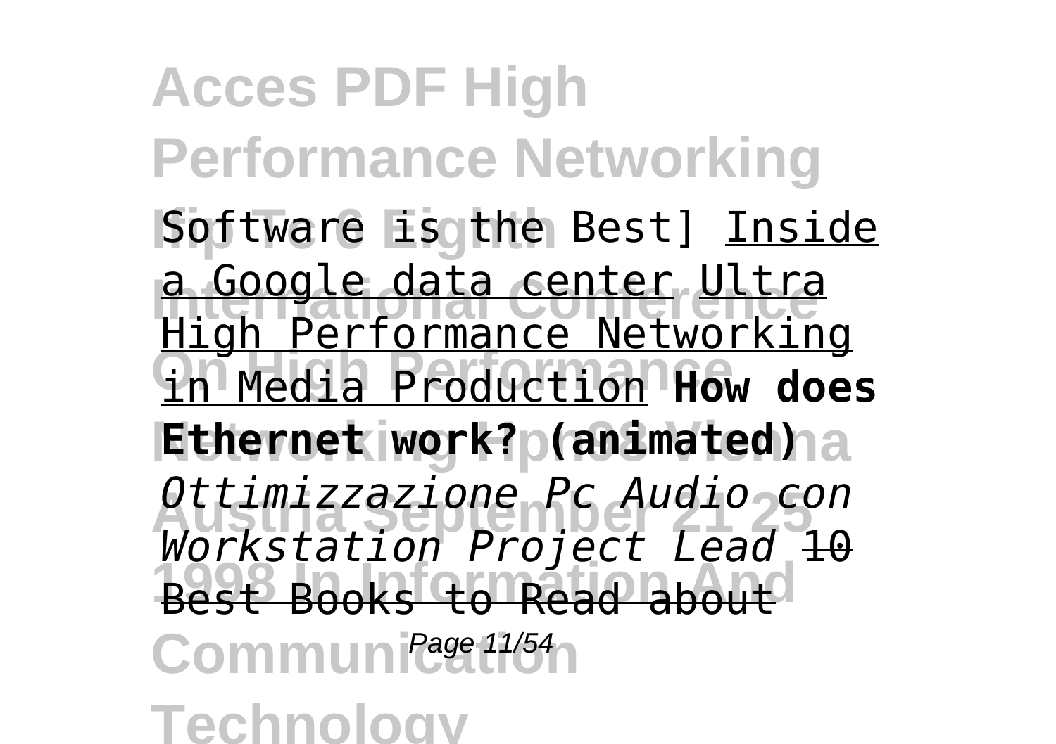Software is the Best] Inside a Google data center Ultra High Performance Networking in Media Production **How does Ethernet work? (animated)** *Ottimizzazione Pc Audio con Workstation Project Lead* ~~10 Best Books to Read about~~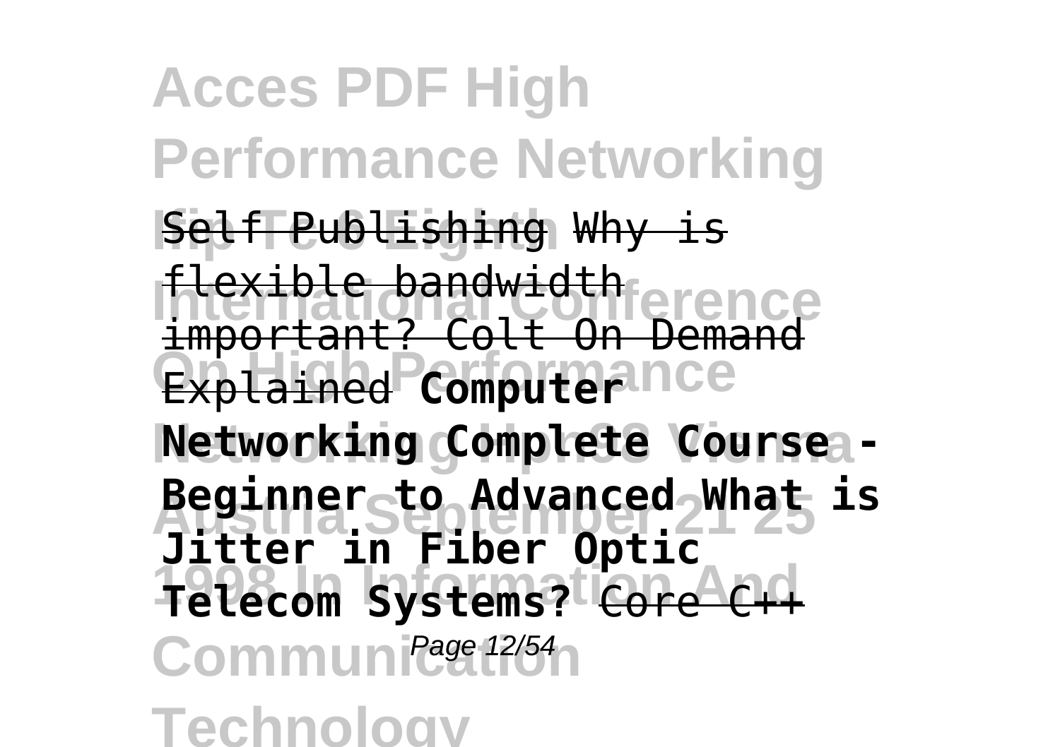~~Self Publishing~~ ~~Why is flexible bandwidth important? Colt On Demand Explained~~ **Computer Networking Complete Course - Beginner to Advanced What is Jitter in Fiber Optic Telecom Systems?** ~~Core C++~~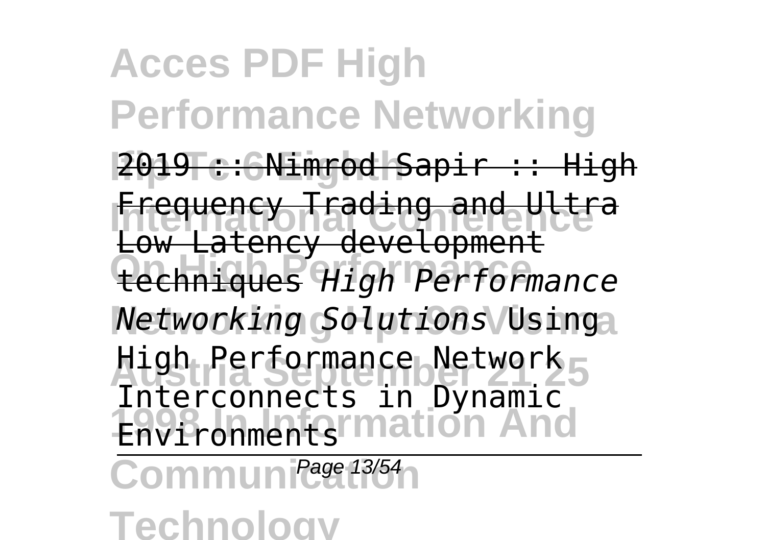2019 :: Nimrod Sapir :: High Frequency Trading and Ultra Low Latency development techniques *High Performance Networking Solutions* Using High Performance Network Interconnects in Dynamic Environments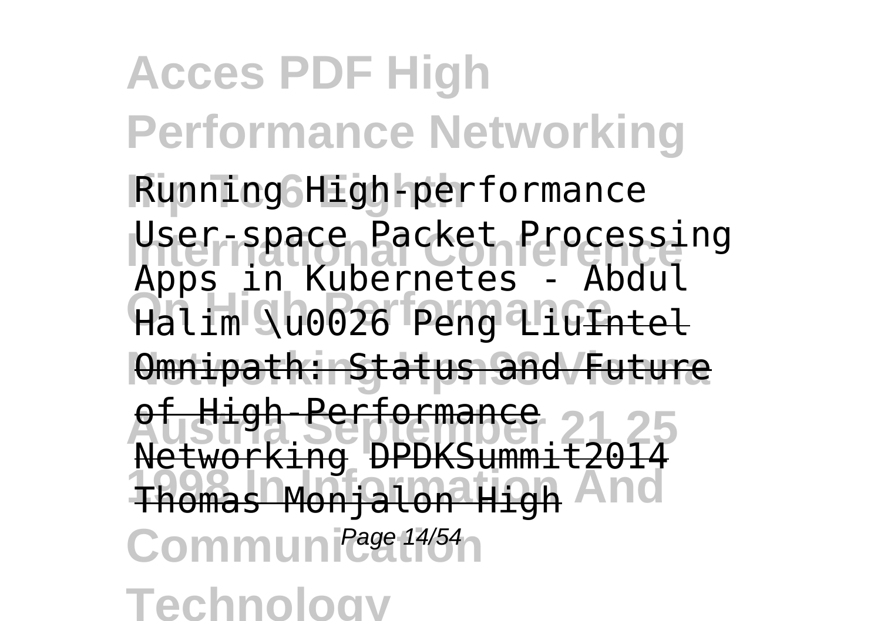Running High-performance User-space Packet Processing Apps in Kubernetes - Abdul Halim \u0026 Peng Liu~~Intel Omnipath: Status and Future of High-Performance Networking~~ ~~DPDKSummit2014 Thomas Monjalon High~~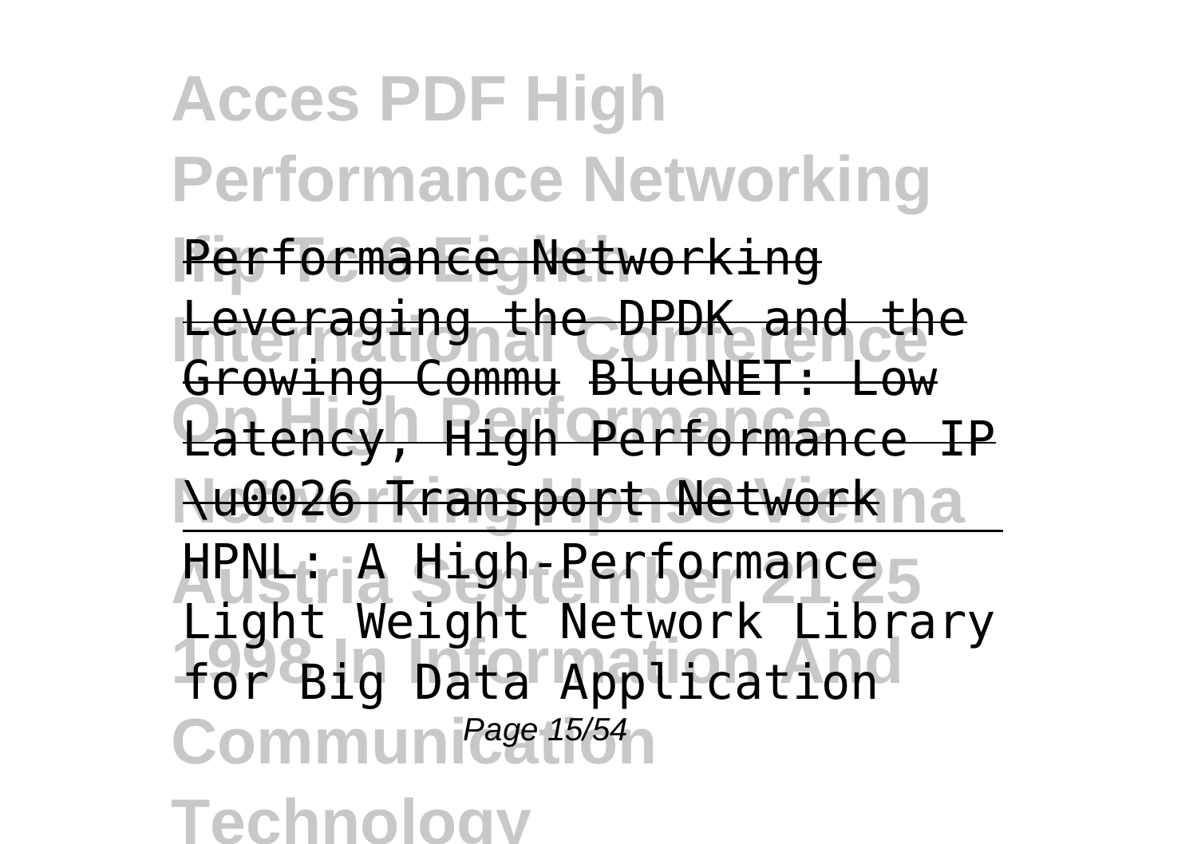Performance Networking

Leveraging the DPDK and the Growing Commu BlueNET: Low Latency, High Performance IP \u0026 Transport Network

HPNL: A High-Performance Light Weight Network Library for Big Data Application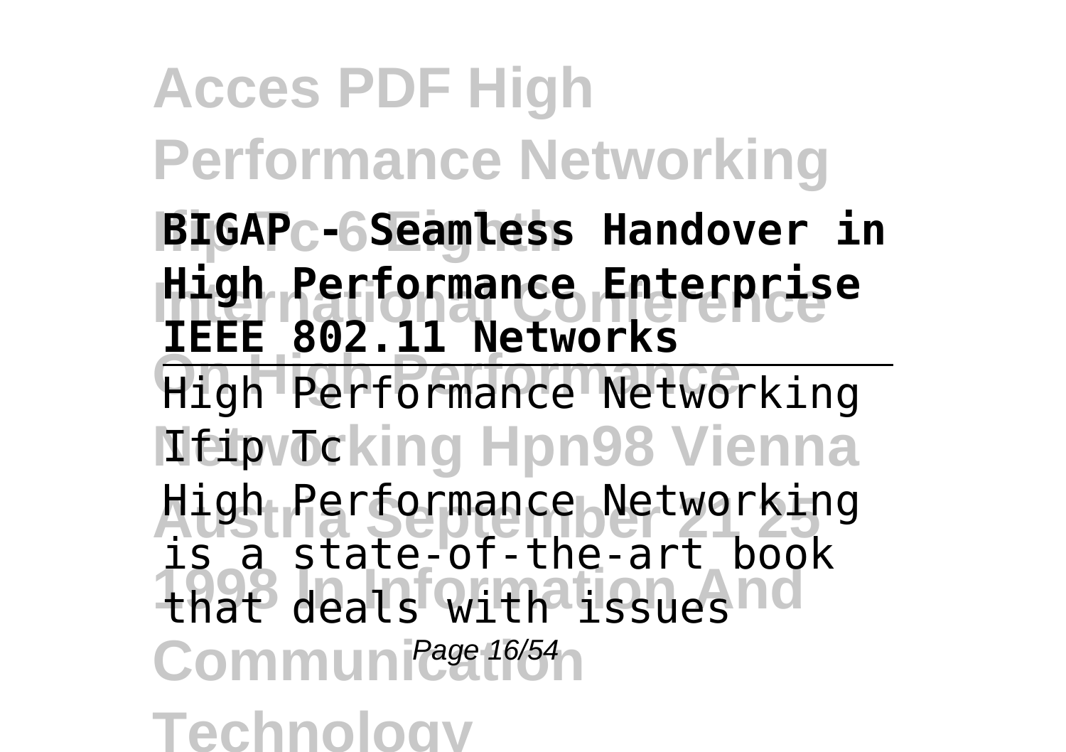**BIGAP - Seamless Handover in High Performance Enterprise IEEE 802.11 Networks**

---

High Performance Networking Ifip Tc

High Performance Networking is a state-of-the-art book that deals with issues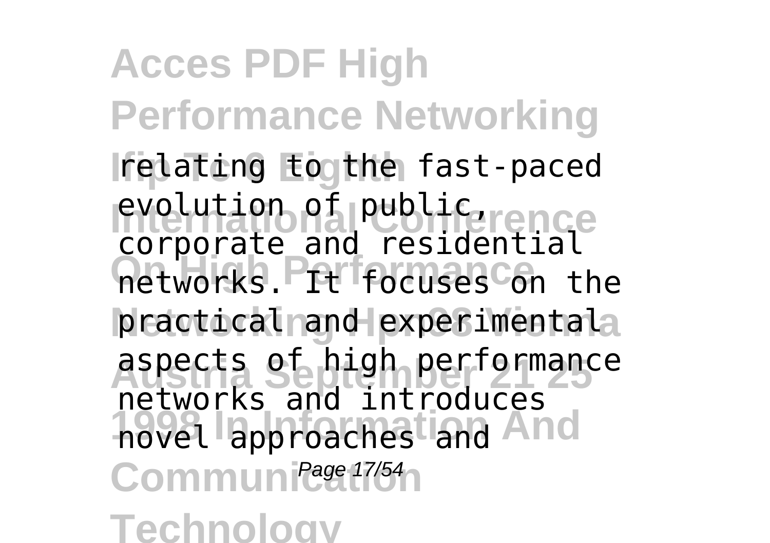relating to the fast-paced evolution of public, corporate and residential networks. It focuses on the practical and experimental aspects of high performance networks and introduces novel approaches and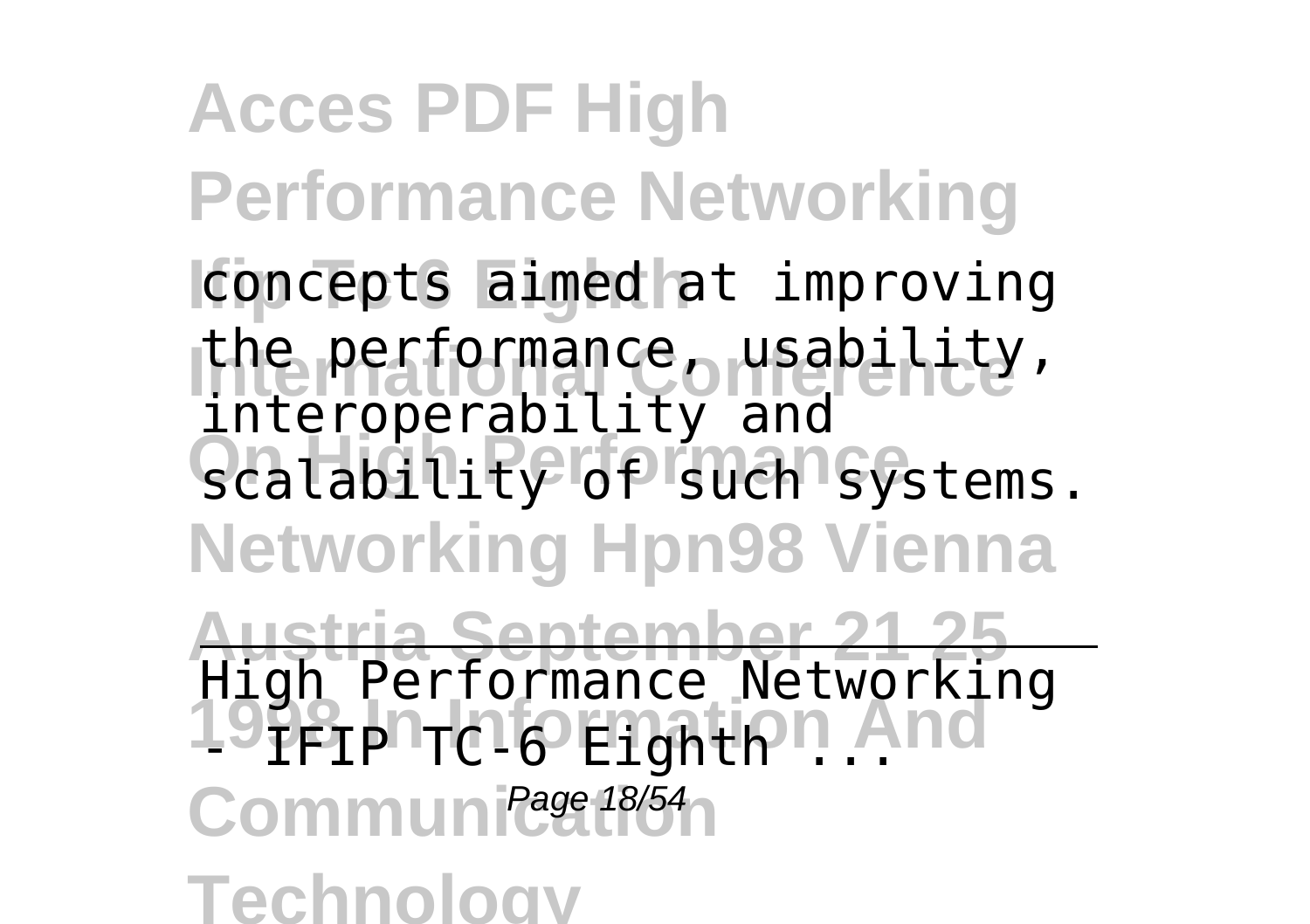concepts aimed at improving the performance, usability, interoperability and scalability of such systems.

High Performance Networking - IFIP TC-6 Eighth ...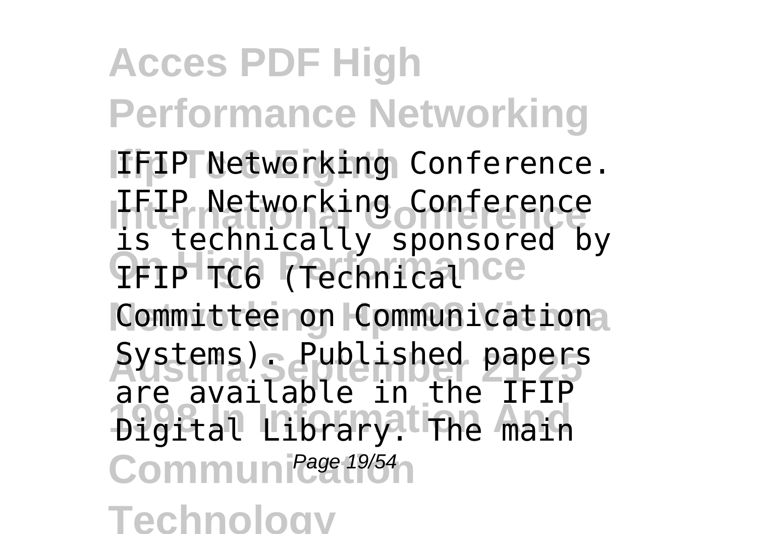IFIP Networking Conference. IFIP Networking Conference is technically sponsored by IFIP TC6 (Technical Committee on Communication Systems). Published papers are available in the IFIP Digital Library. The main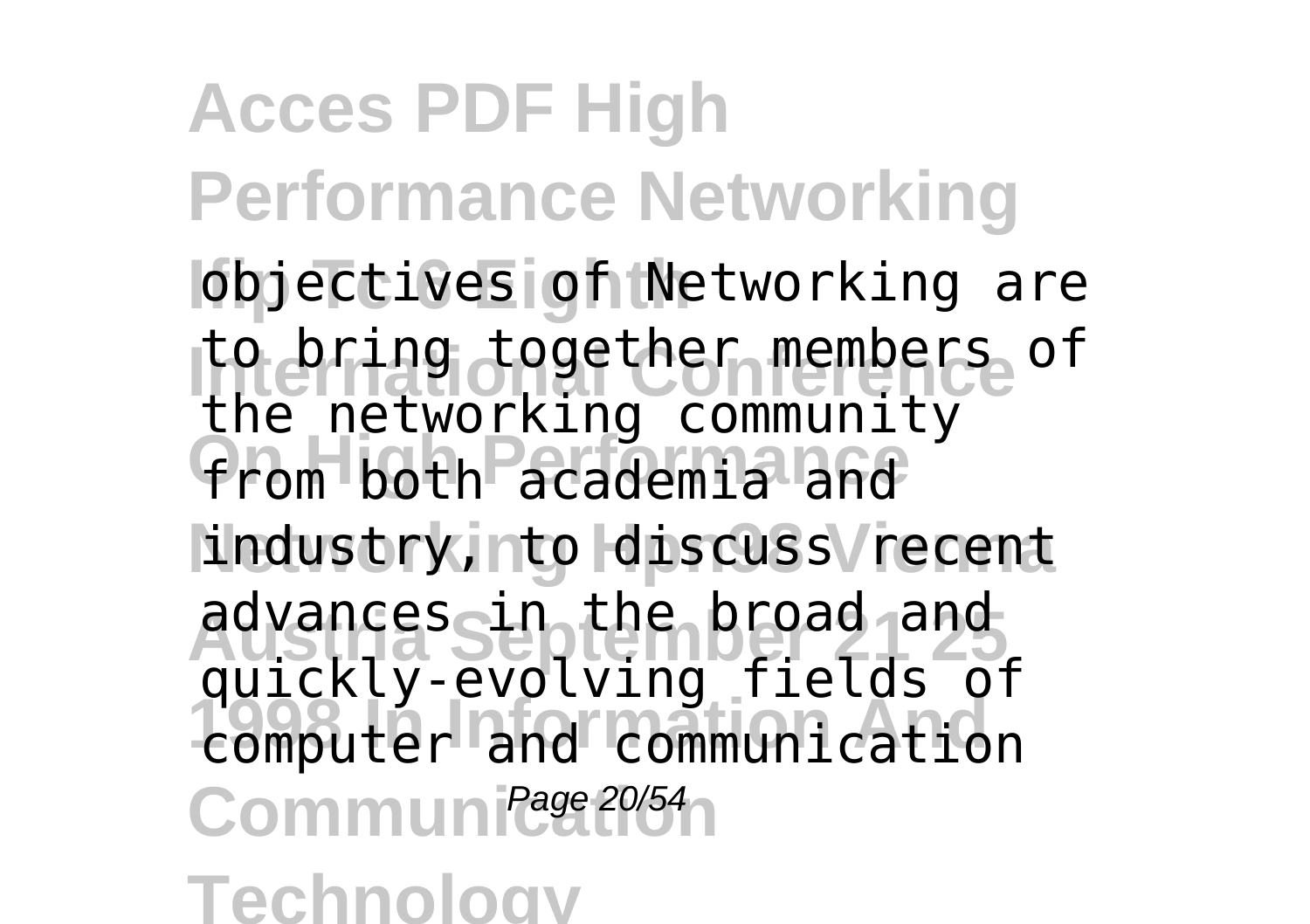objectives of Networking are to bring together members of the networking community from both academia and industry, to discuss recent advances in the broad and quickly-evolving fields of computer and communication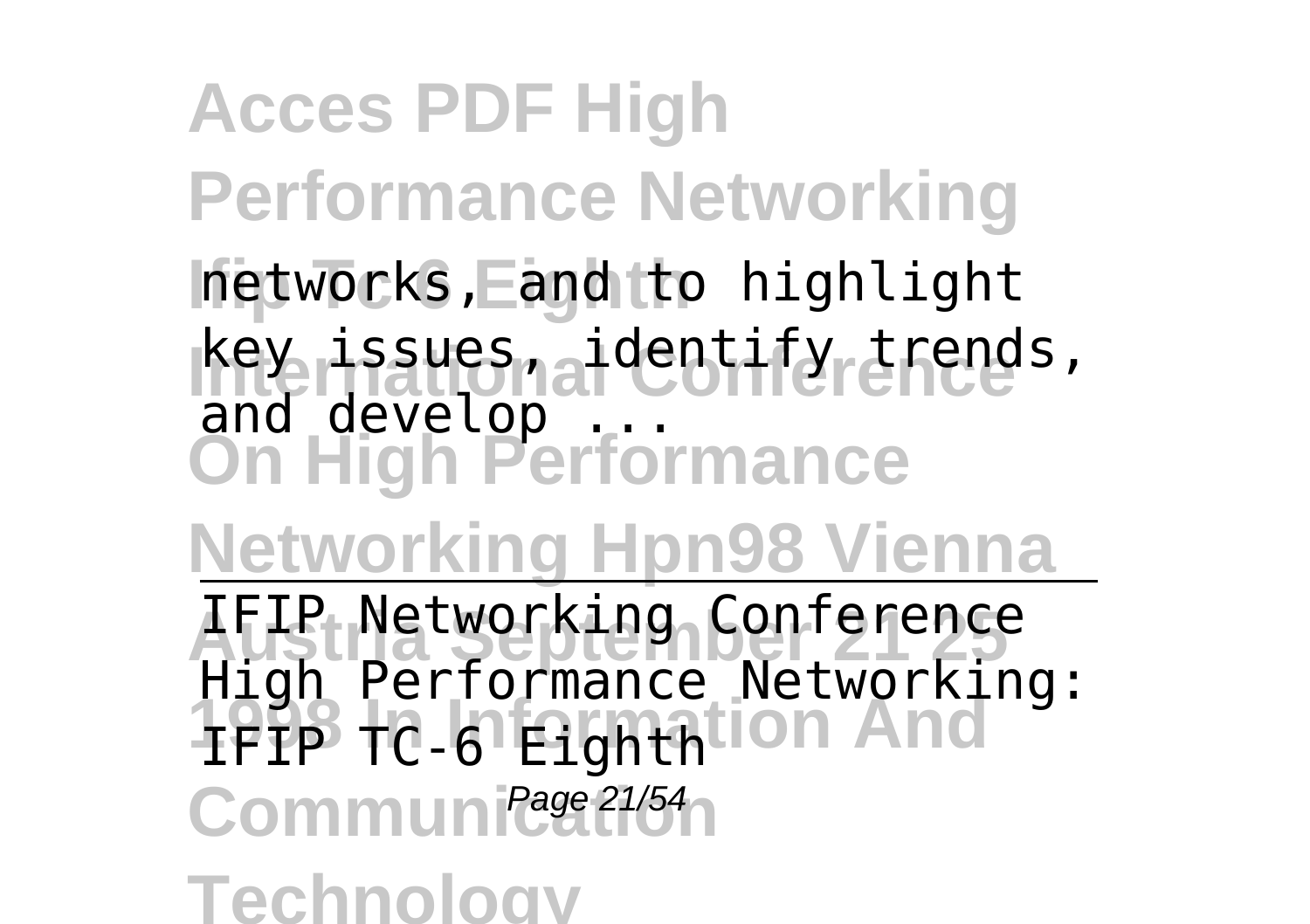networks, and to highlight key issues, identify trends, and develop ...

IFIP Networking Conference

High Performance Networking: IFIP TC-6 Eighth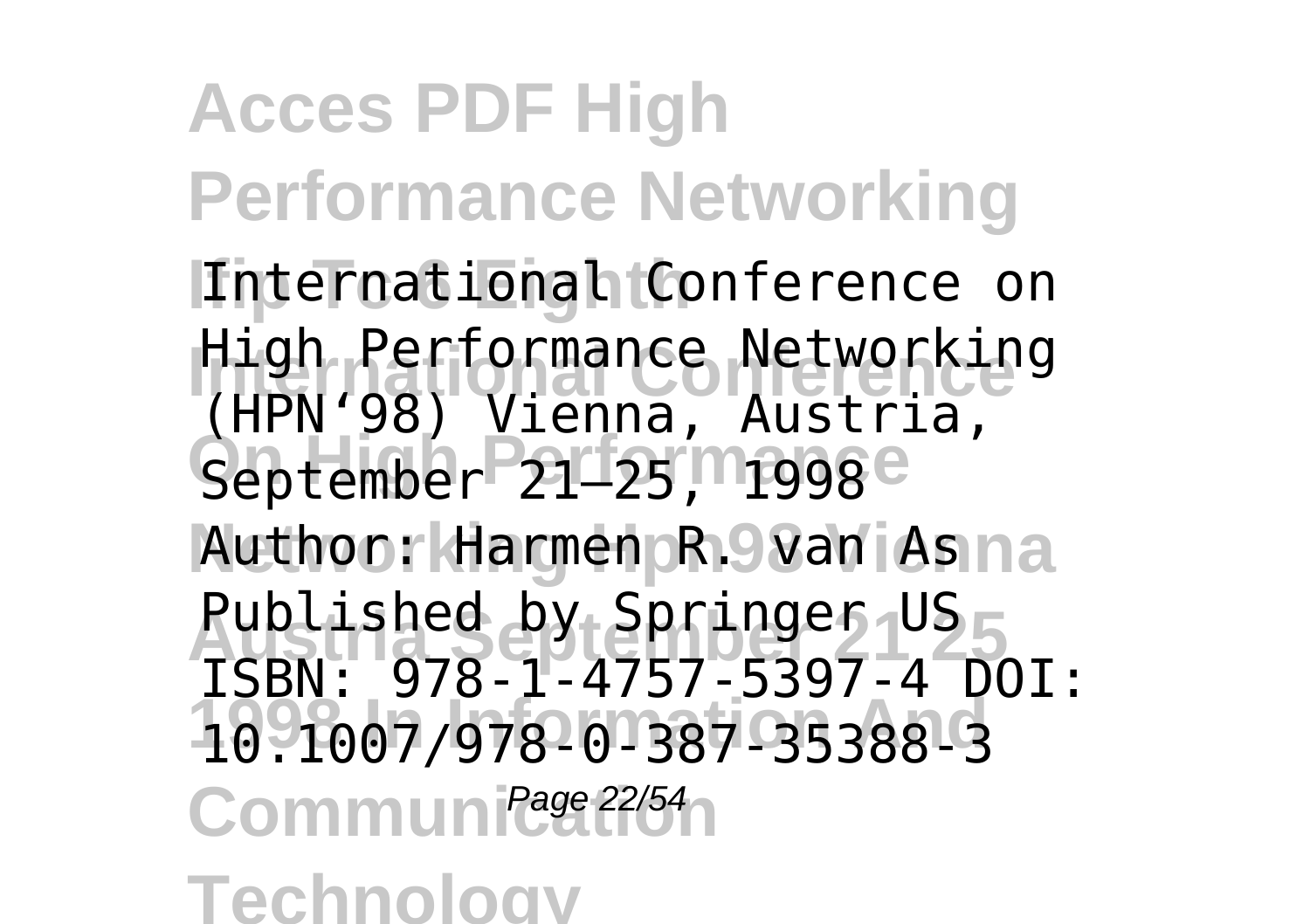International Conference on High Performance Networking (HPN‘98) Vienna, Austria, September 21–25, 1998 Author: Harmen R. van As Published by Springer US ISBN: 978-1-4757-5397-4 DOI: 10.1007/978-0-387-35388-3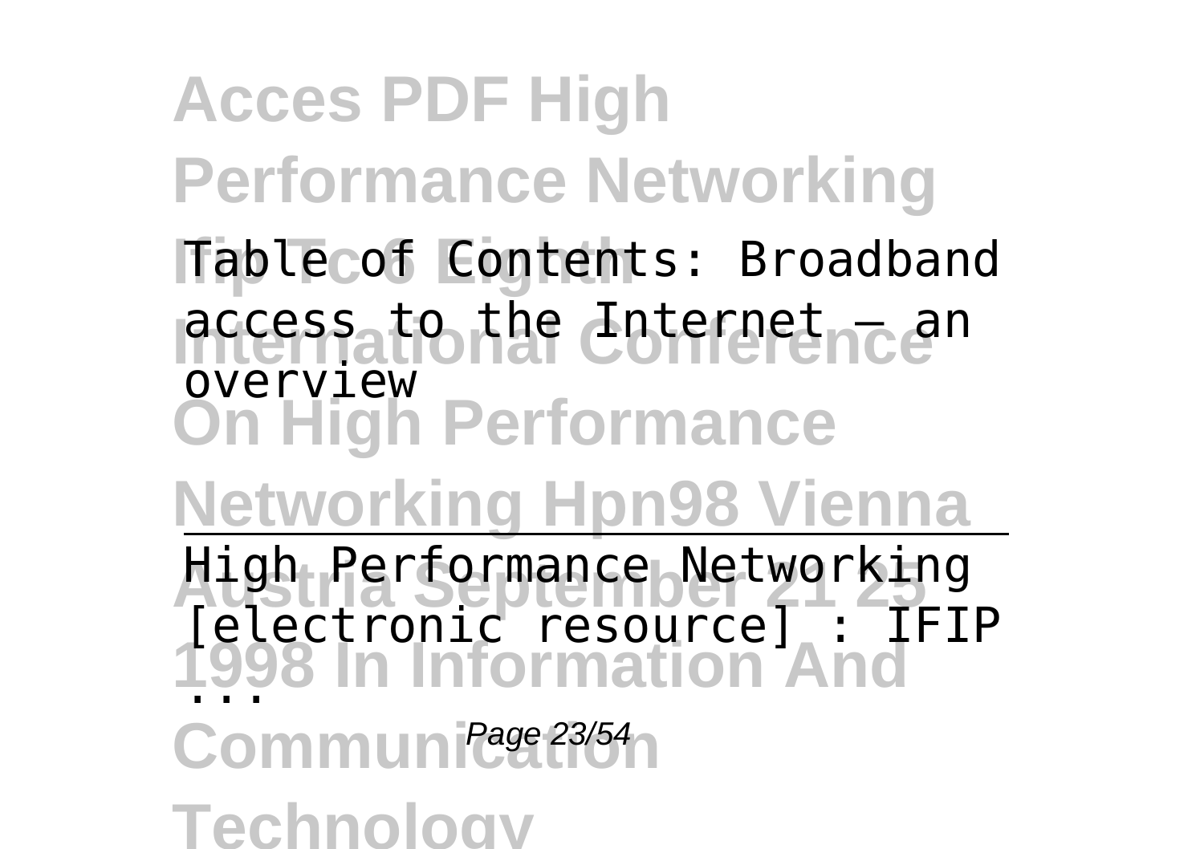Table of Contents: Broadband access to the Internet — an overview

---

High Performance Networking [electronic resource] : IFIP ...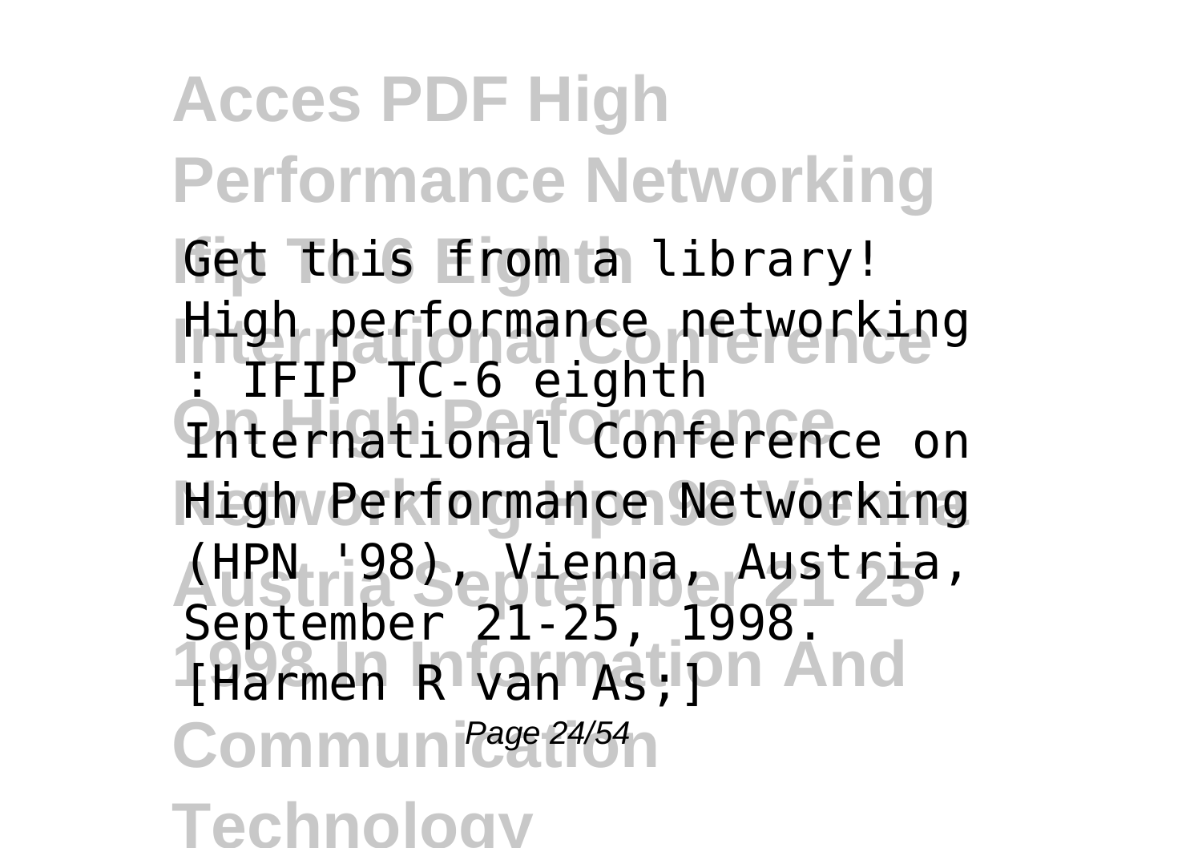Get this from a library! High performance networking : IFIP TC-6 eighth International Conference on High Performance Networking (HPN '98), Vienna, Austria, September 21-25, 1998. [Harmen R van As;]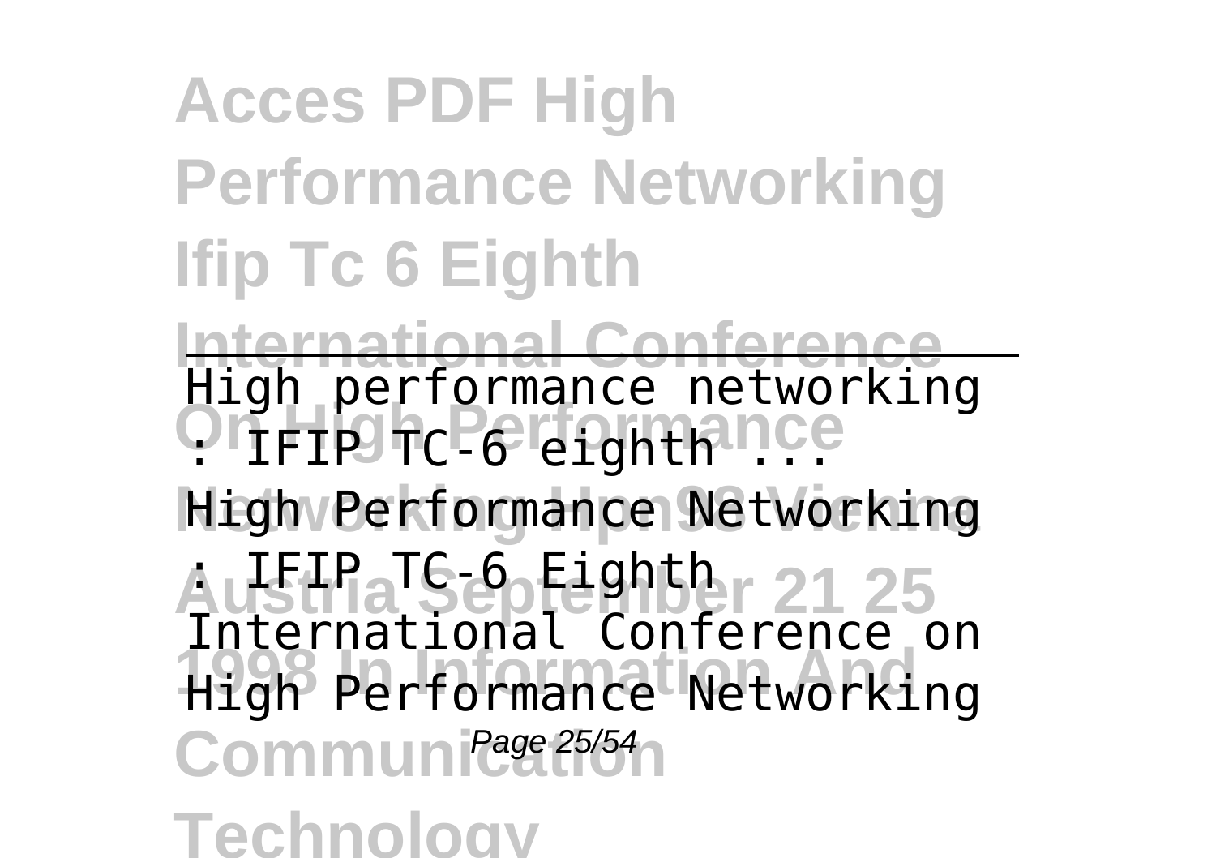High performance networking : IFIP TC-6 eighth ...

High Performance Networking : IFIP TC-6 Eighth International Conference on High Performance Networking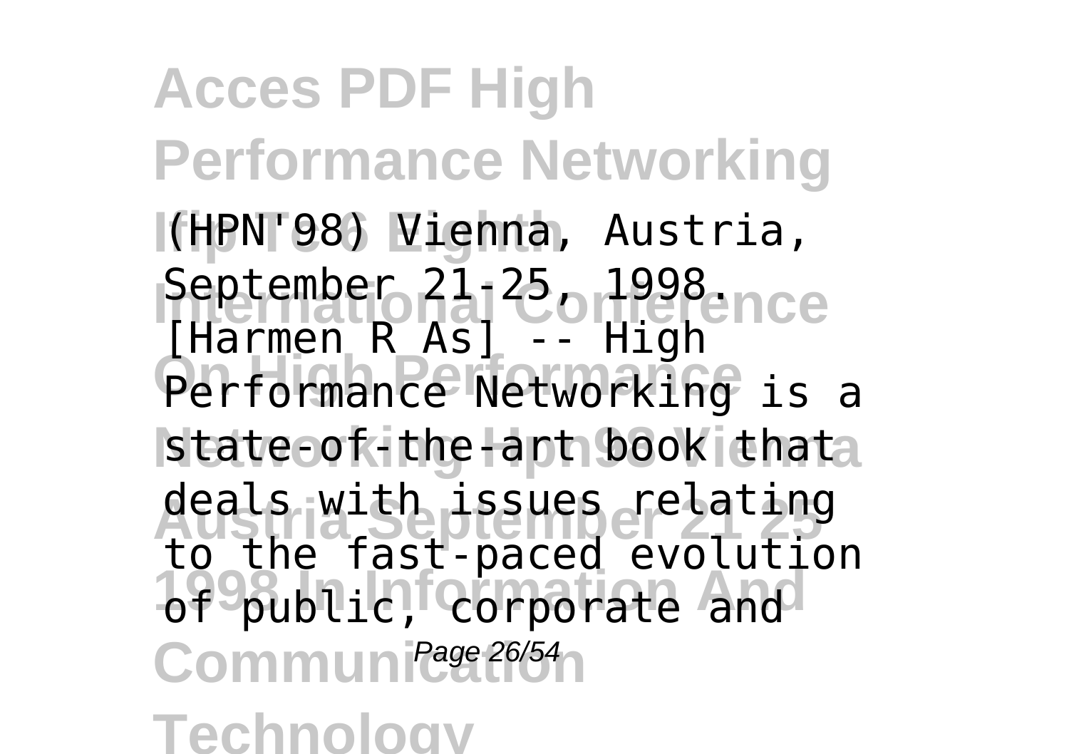(HPN'98) Vienna, Austria, September 21-25, 1998. [Harmen R As] -- High Performance Networking is a state-of-the-art book that deals with issues relating to the fast-paced evolution of public, corporate and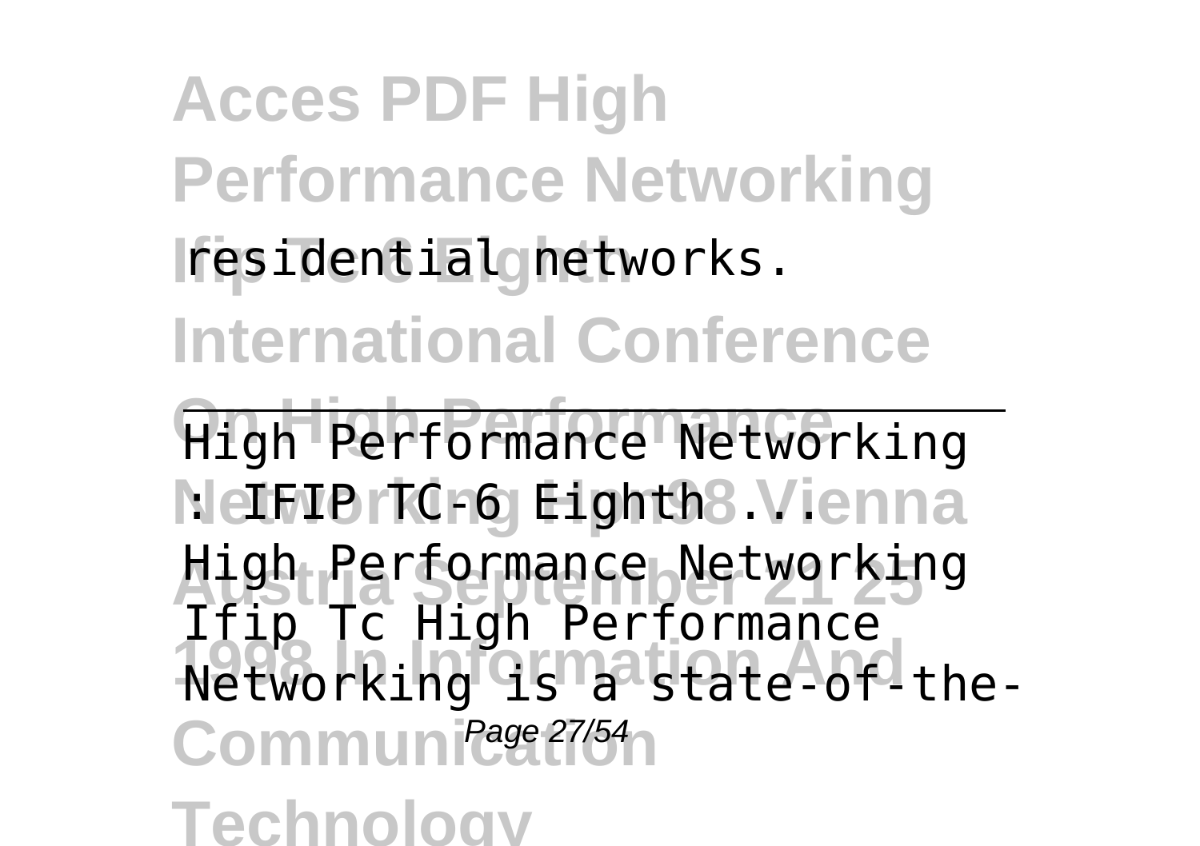residential networks.

---

High Performance Networking : IFIP TC-6 Eighth ...

High Performance Networking Ifip Tc High Performance Networking is a state-of-the-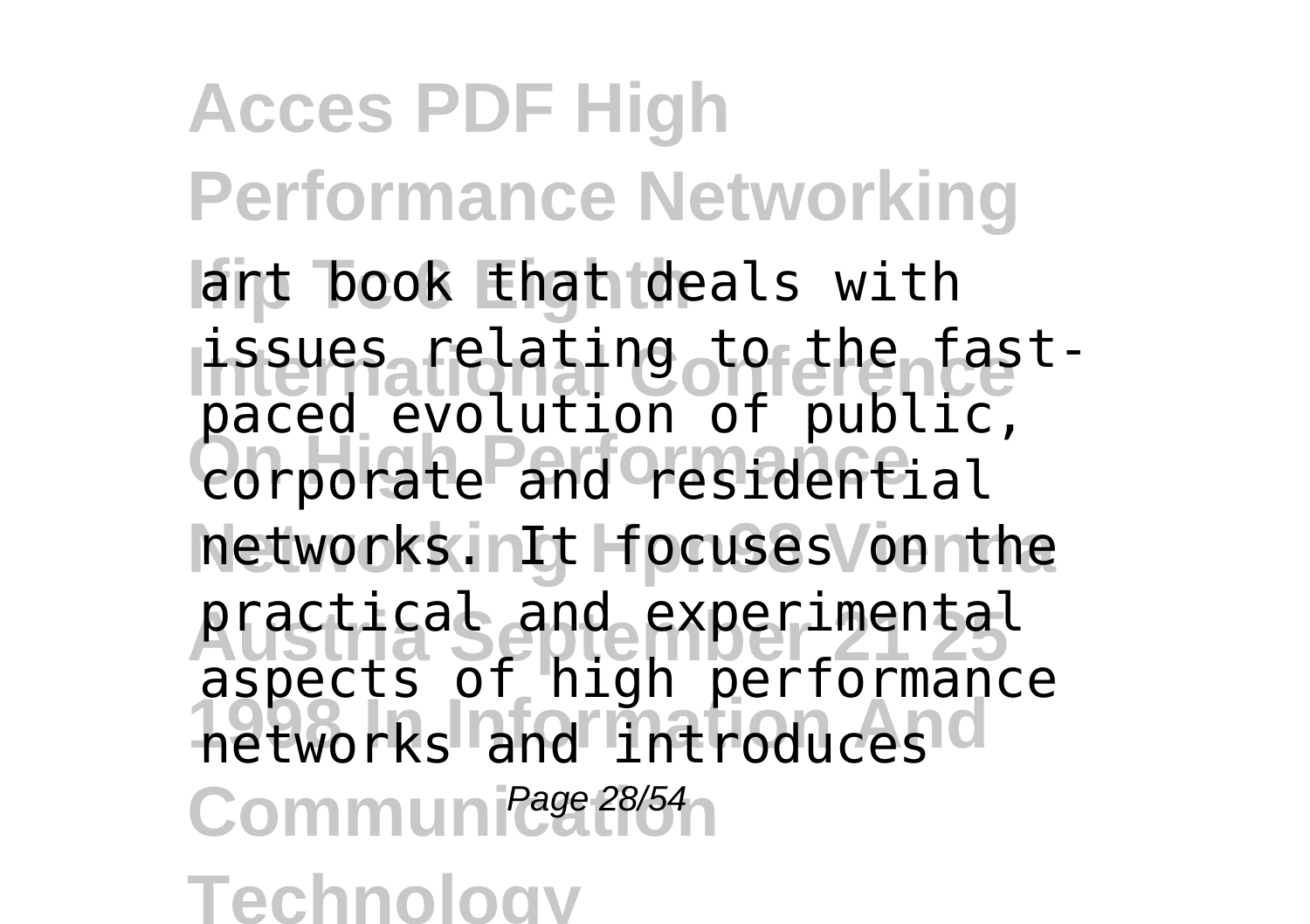art book that deals with issues relating to the fast-paced evolution of public, corporate and residential networks. It focuses on the practical and experimental aspects of high performance networks and introduces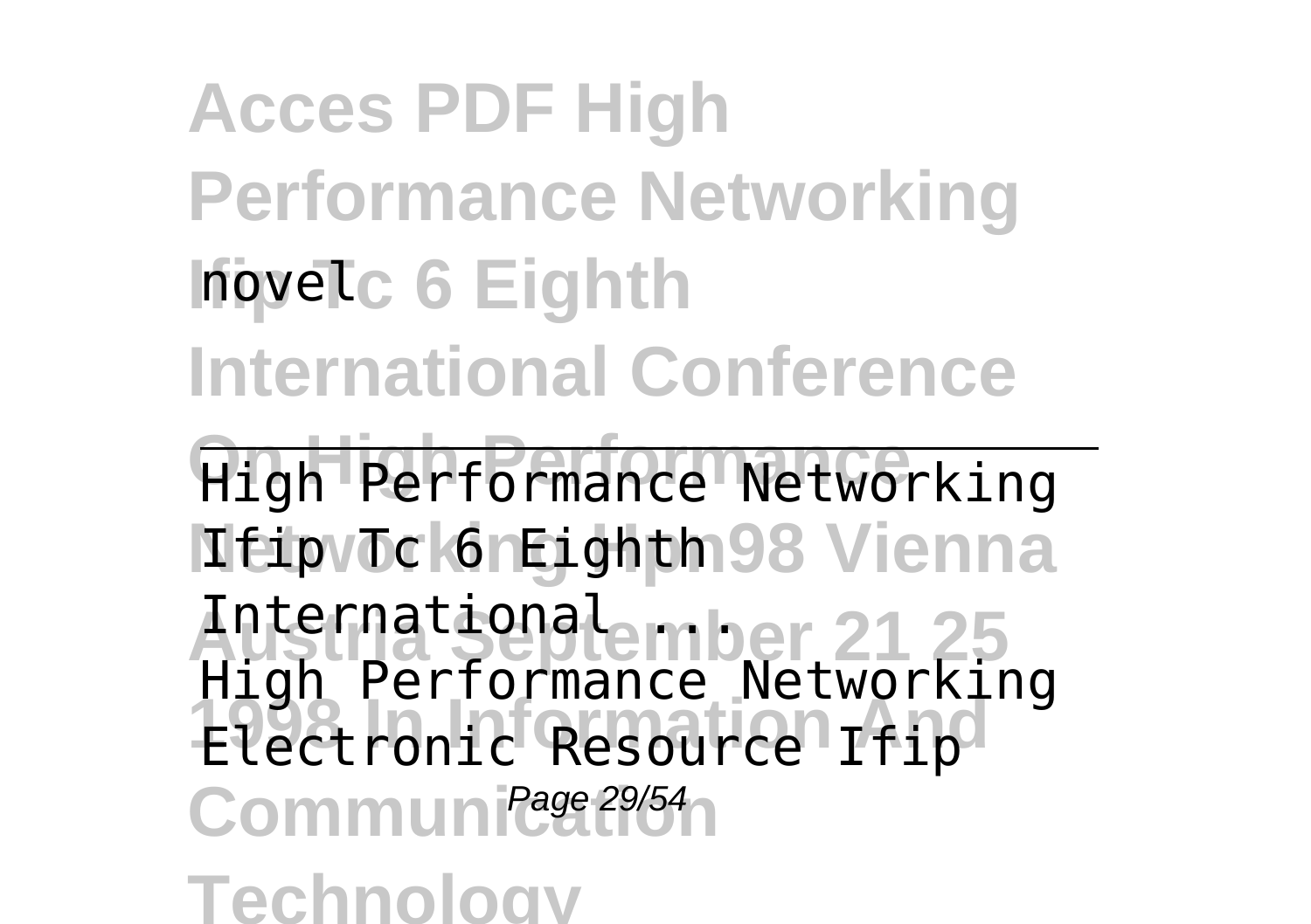novel

High Performance Networking Ifip Tc 6 Eighth International ...

High Performance Networking Electronic Resource Ifip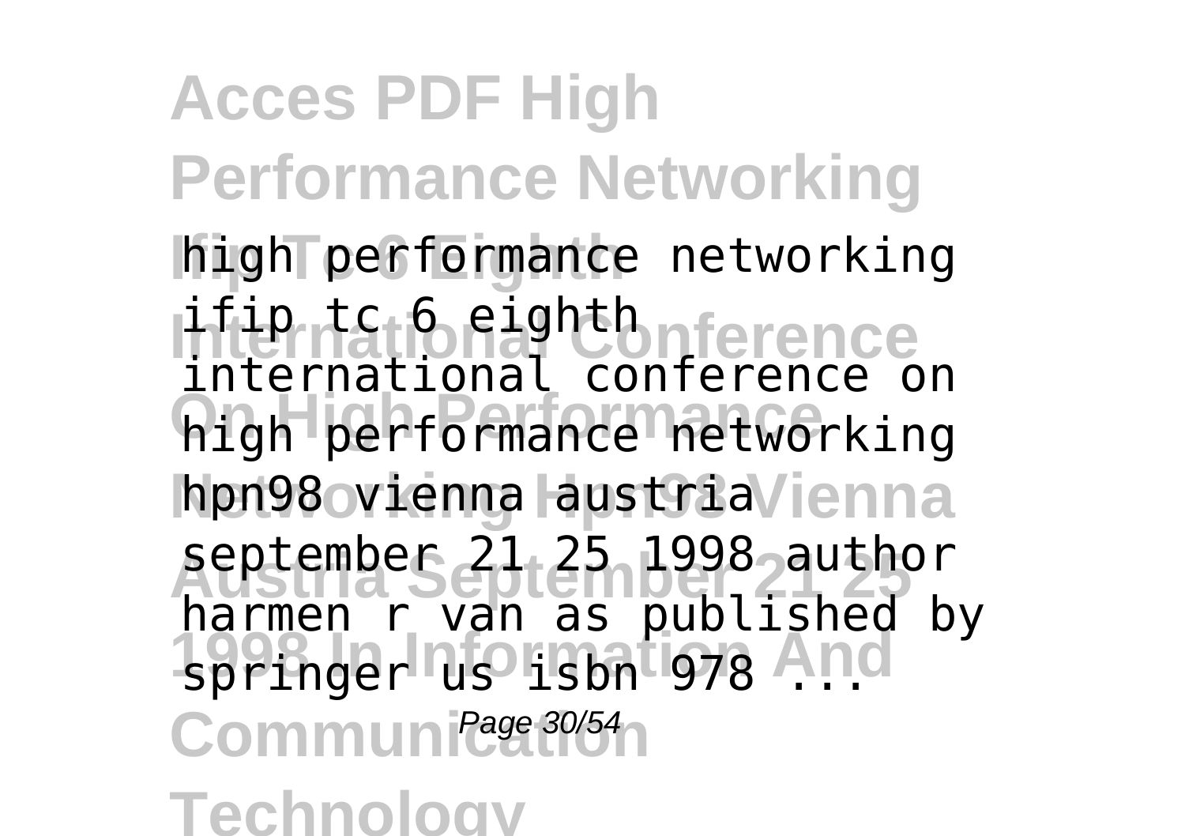high performance networking ifip tc 6 eighth international conference on high performance networking hpn98 vienna austria september 21 25 1998 author harmen r van as published by springer us isbn 978 ...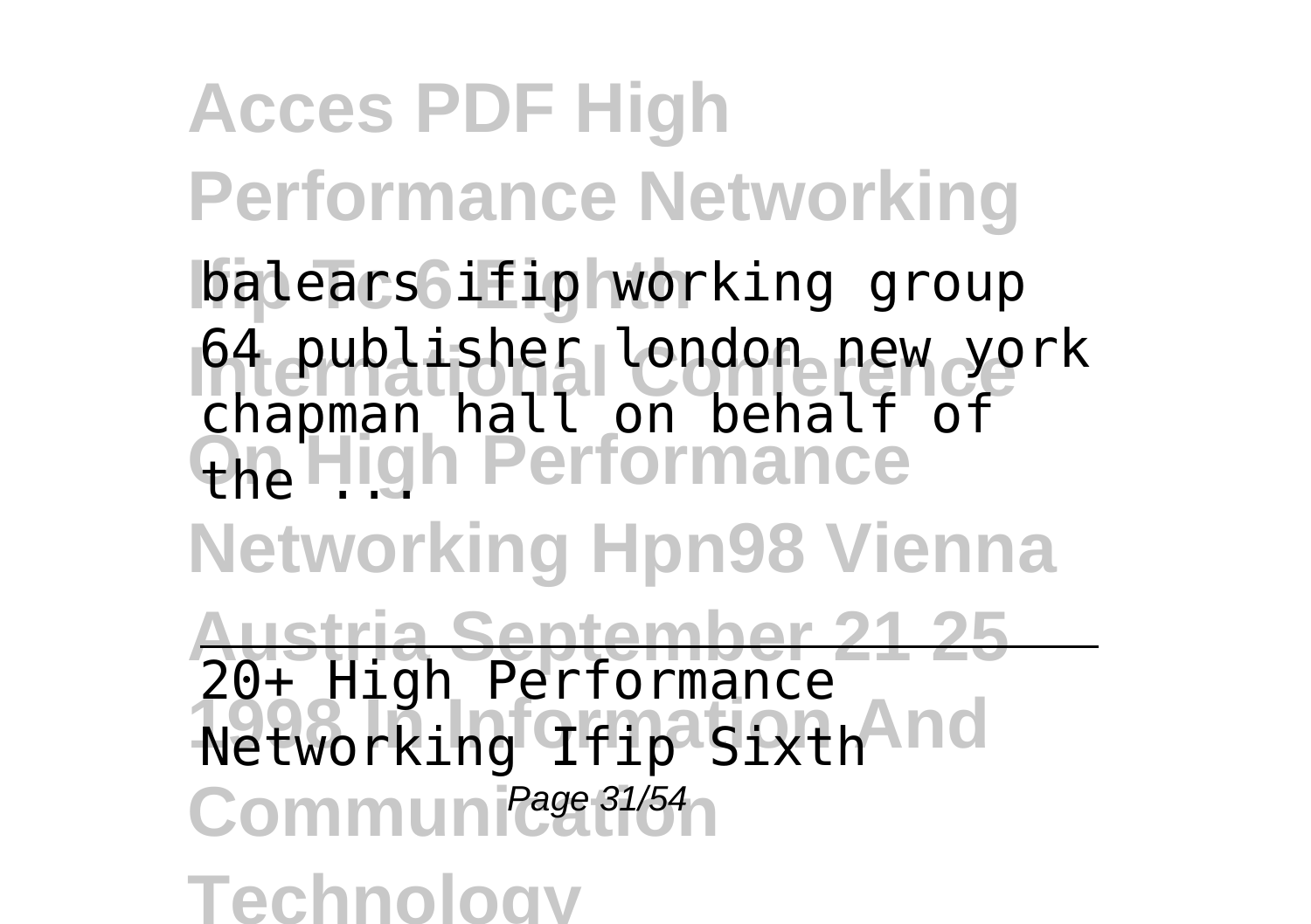balears ifip working group 64 publisher london new york chapman hall on behalf of the ...

20+ High Performance Networking Ifip Sixth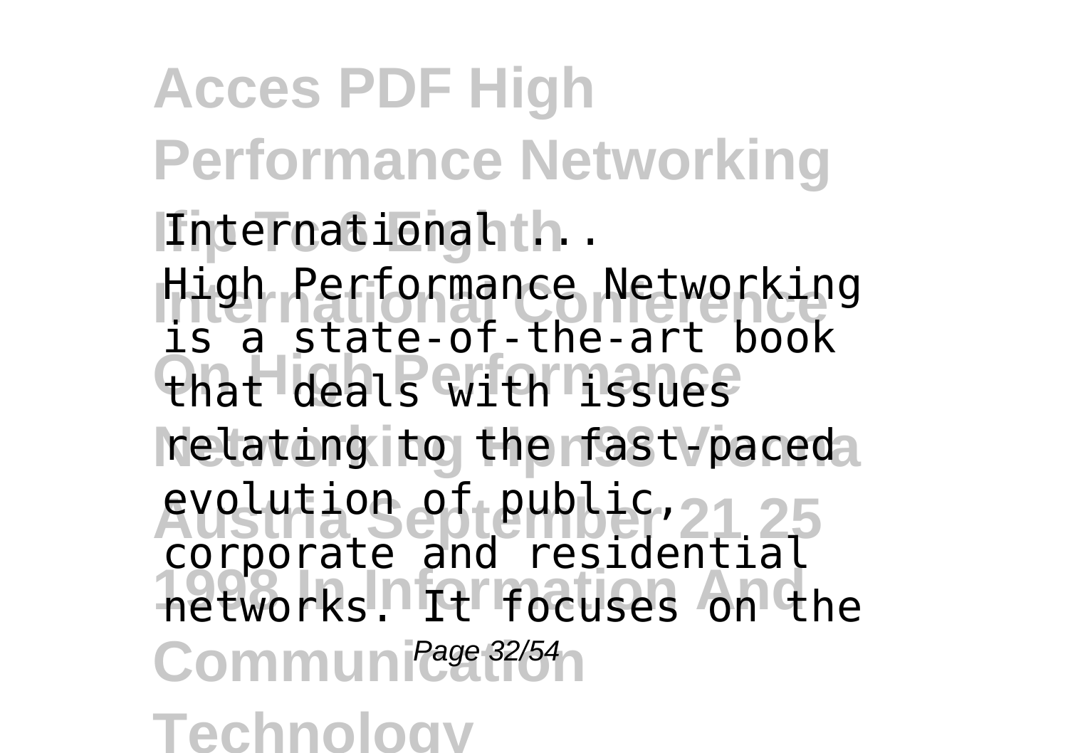International ...

High Performance Networking is a state-of-the-art book that deals with issues relating to the fast-paced evolution of public, corporate and residential networks. It focuses on the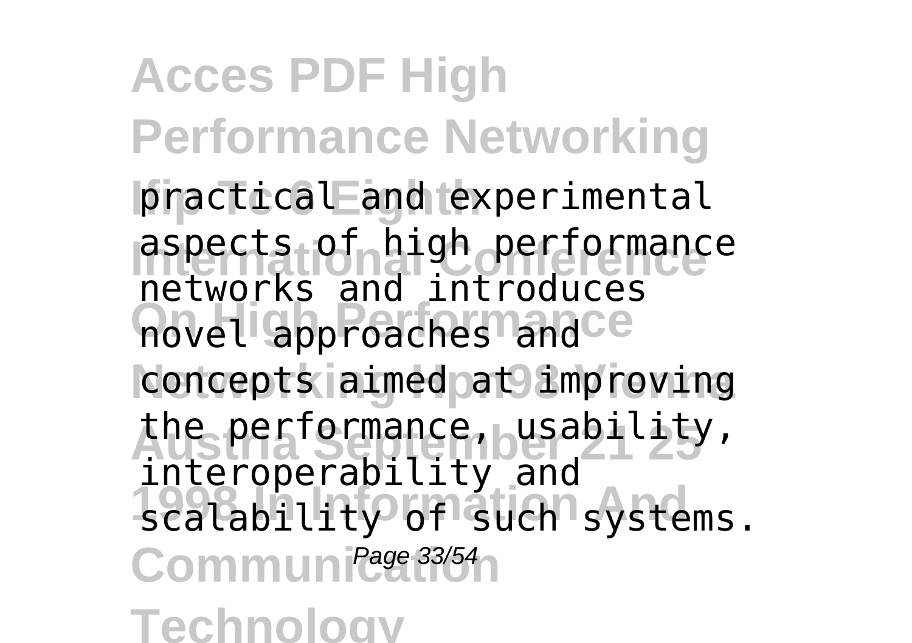practical and experimental aspects of high performance networks and introduces novel approaches and concepts aimed at improving the performance, usability, interoperability and scalability of such systems.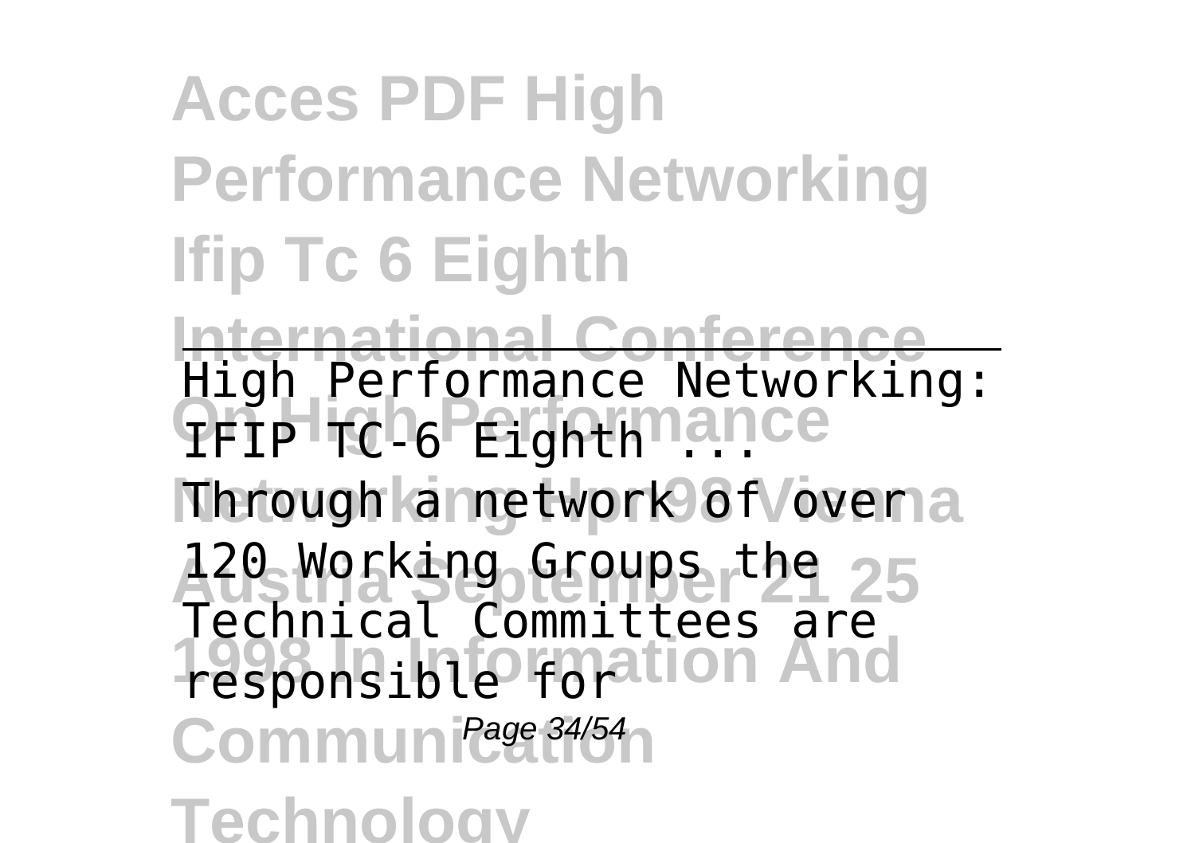High Performance Networking: IFIP TC-6 Eighth ...

Through a network of over 120 Working Groups the Technical Committees are responsible for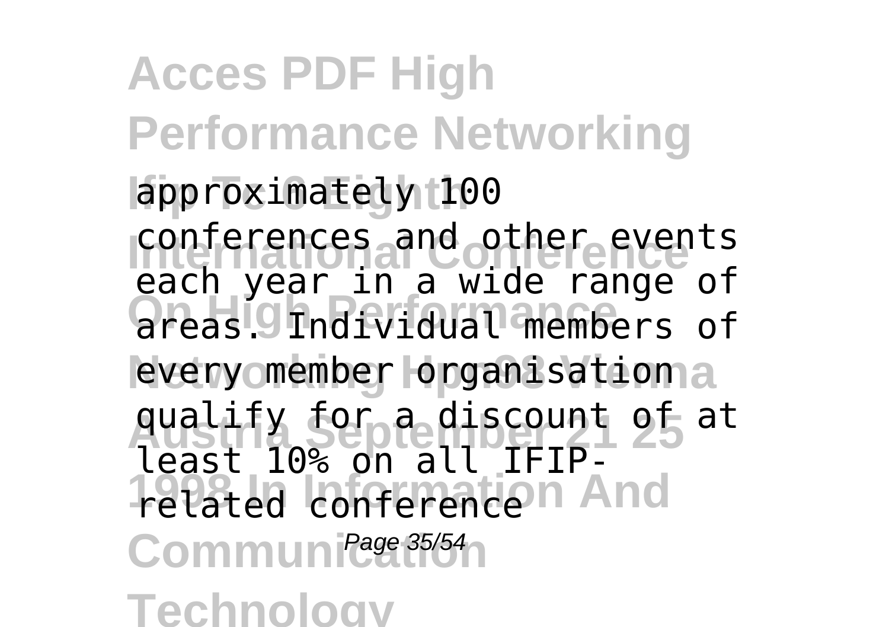approximately 100 conferences and other events each year in a wide range of areas. Individual members of every member organisation qualify for a discount of at least 10% on all IFIP-related conference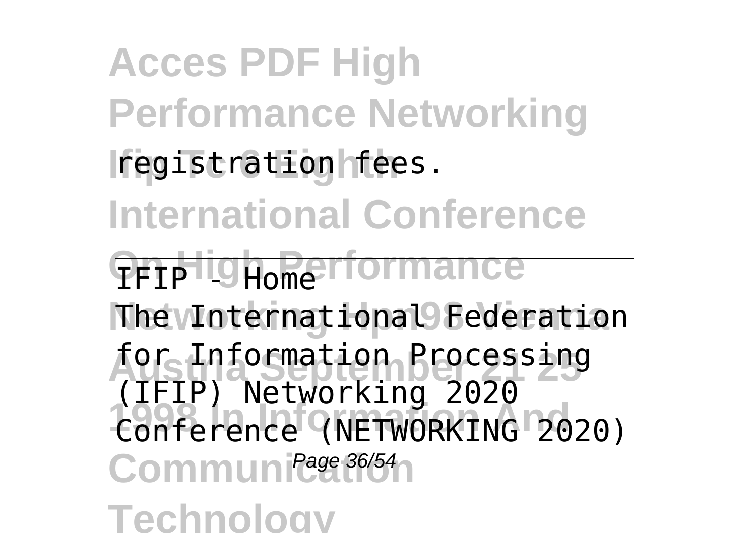registration fees.

IFIP - Home

The International Federation for Information Processing (IFIP) Networking 2020 Conference (NETWORKING 2020)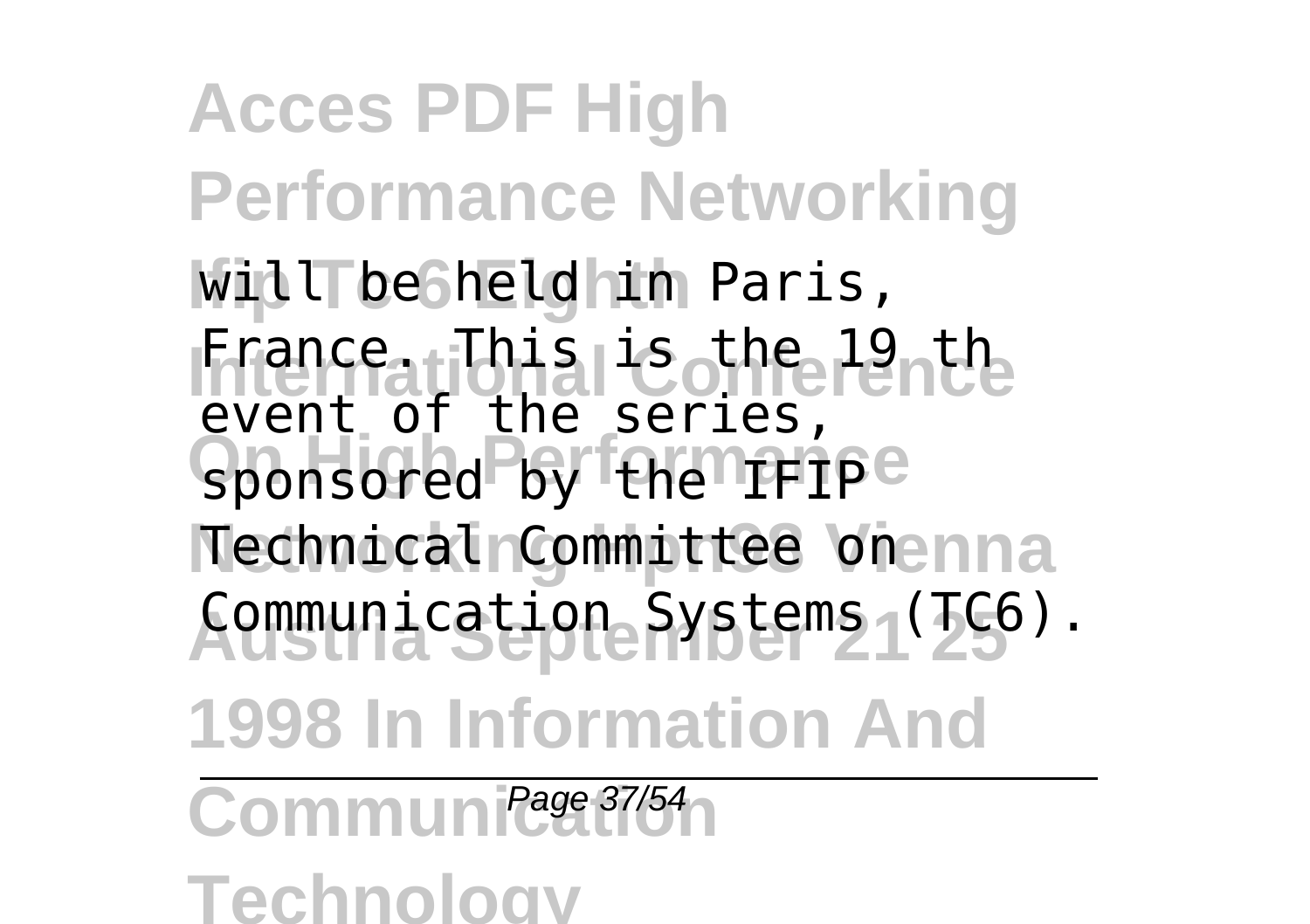will be held in Paris, France. This is the 19 th event of the series, sponsored by the IFIP Technical Committee on Communication Systems (TC6).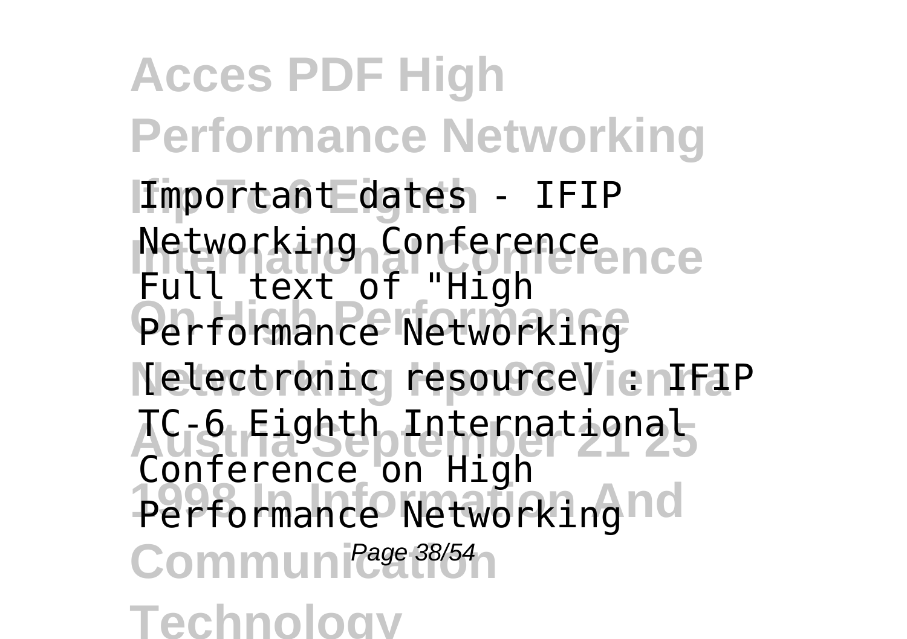Important dates - IFIP Networking Conference

Full text of "High Performance Networking [electronic resource] : IFIP TC-6 Eighth International Conference on High Performance Networking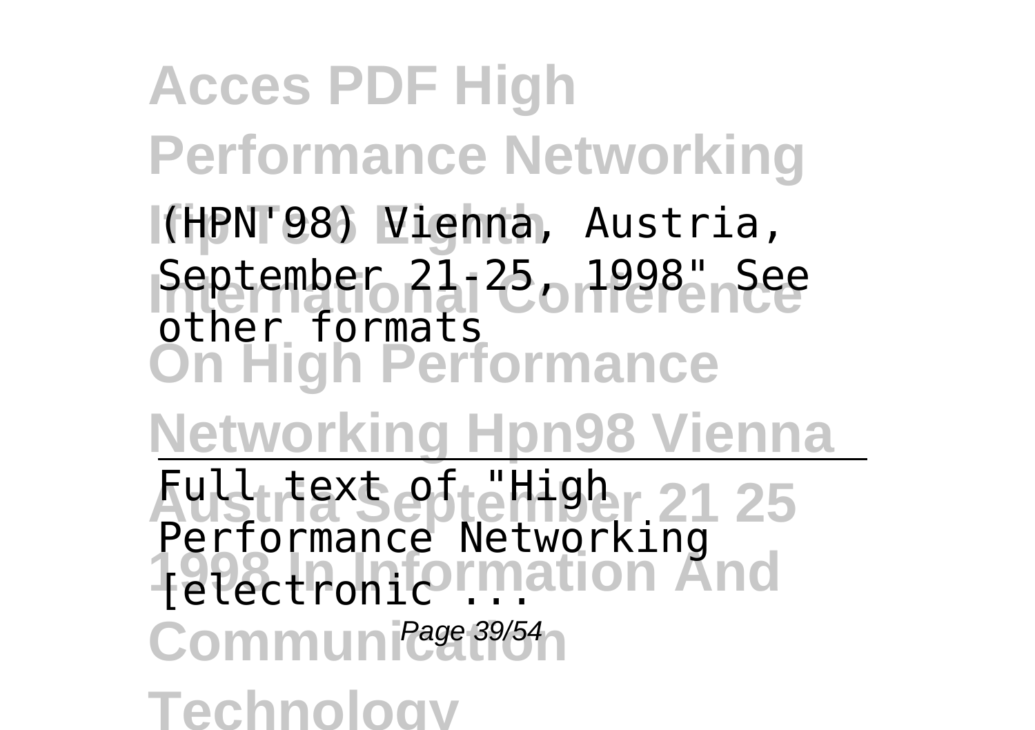(HPN'98) Vienna, Austria, September 21-25, 1998" See other formats

Full text of "High Performance Networking [electronic ...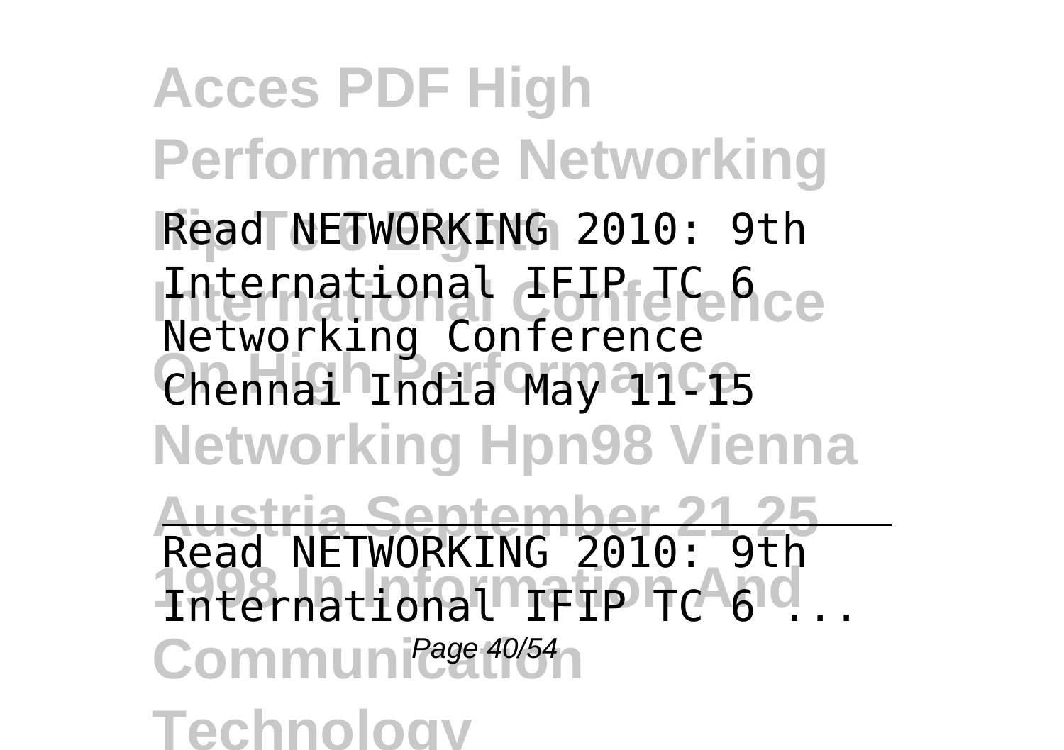Read NETWORKING 2010: 9th International IFIP TC 6 Networking Conference Chennai India May 11-15

Read NETWORKING 2010: 9th International IFIP TC 6 ...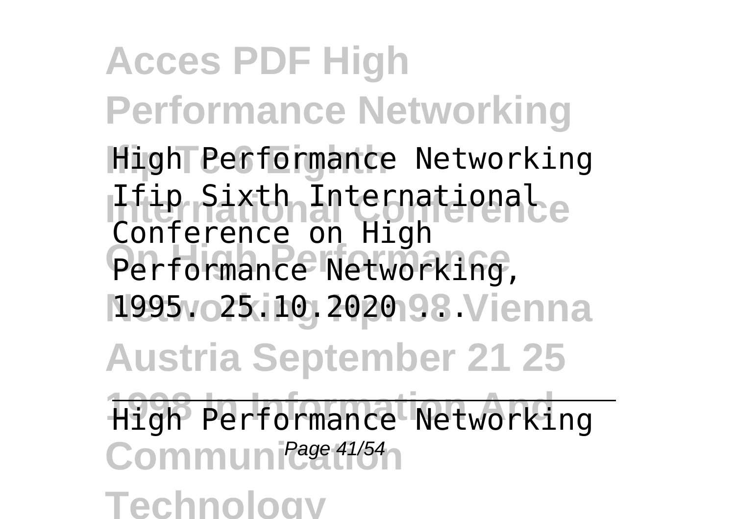High Performance Networking Ifip Sixth International Conference on High Performance Networking, 1995. 25.10.2020 ...

High Performance Networking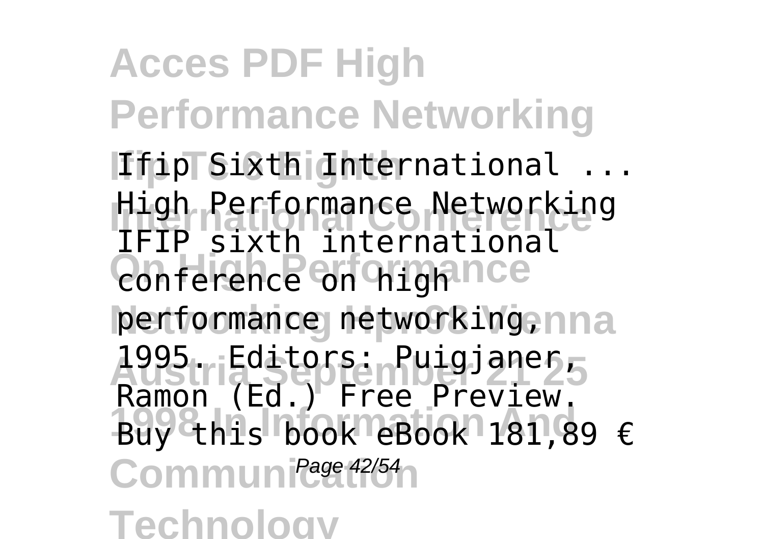Ifip Sixth International ...

High Performance Networking IFIP sixth international conference on high performance networking, 1995. Editors: Puigjaner, Ramon (Ed.) Free Preview. Buy this book eBook 181,89 €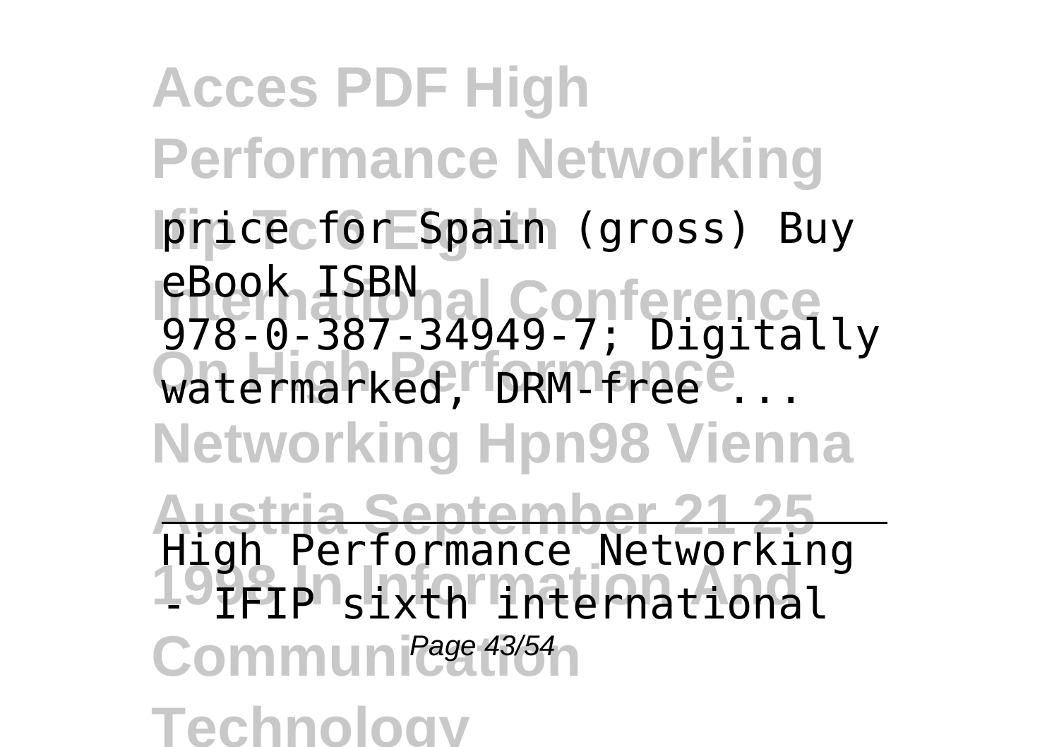price for Spain (gross) Buy eBook ISBN 978-0-387-34949-7; Digitally watermarked, DRM-free ...

High Performance Networking - IFIP sixth international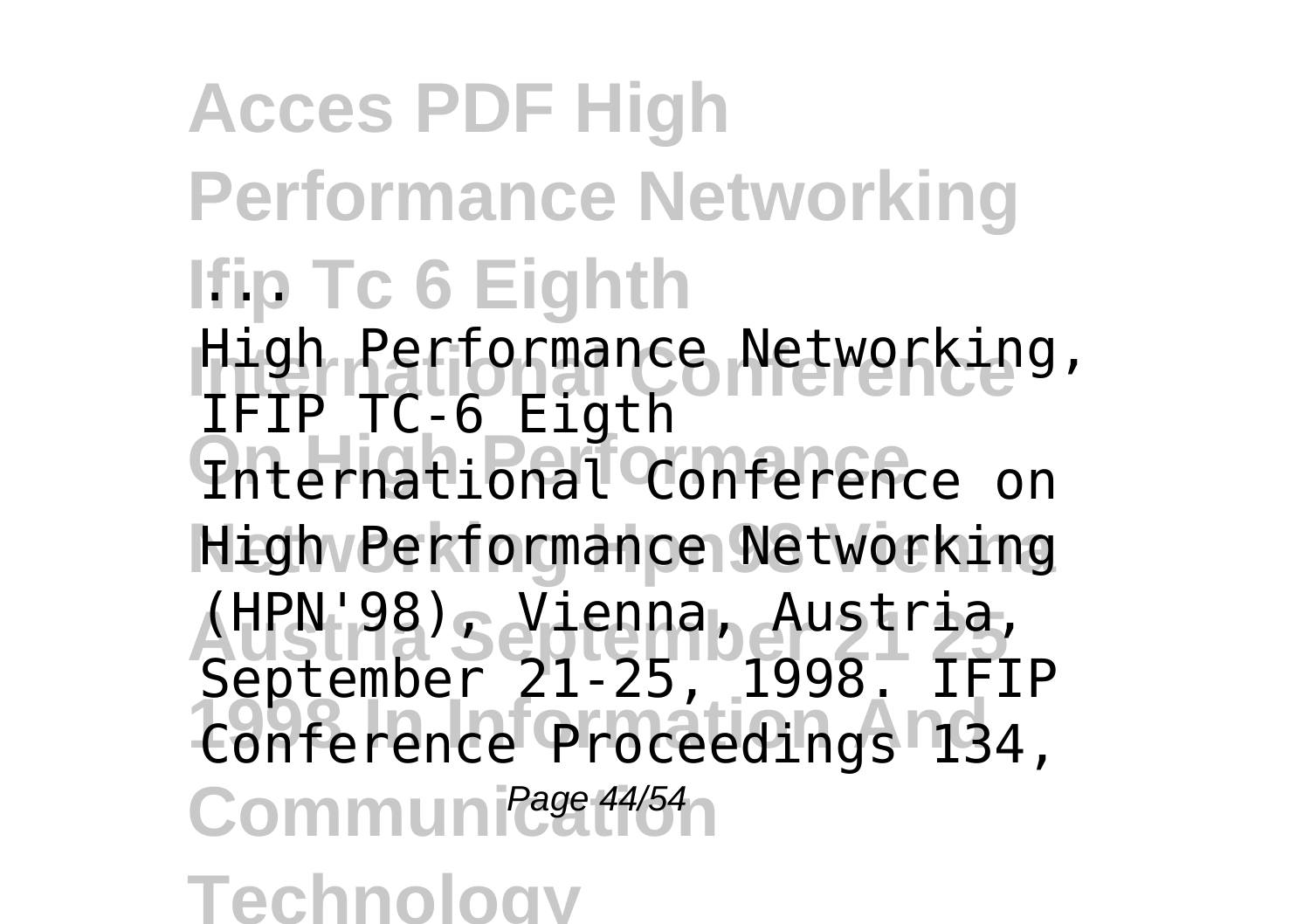...

High Performance Networking, IFIP TC-6 Eigth International Conference on High Performance Networking (HPN'98), Vienna, Austria, September 21-25, 1998. IFIP Conference Proceedings 134,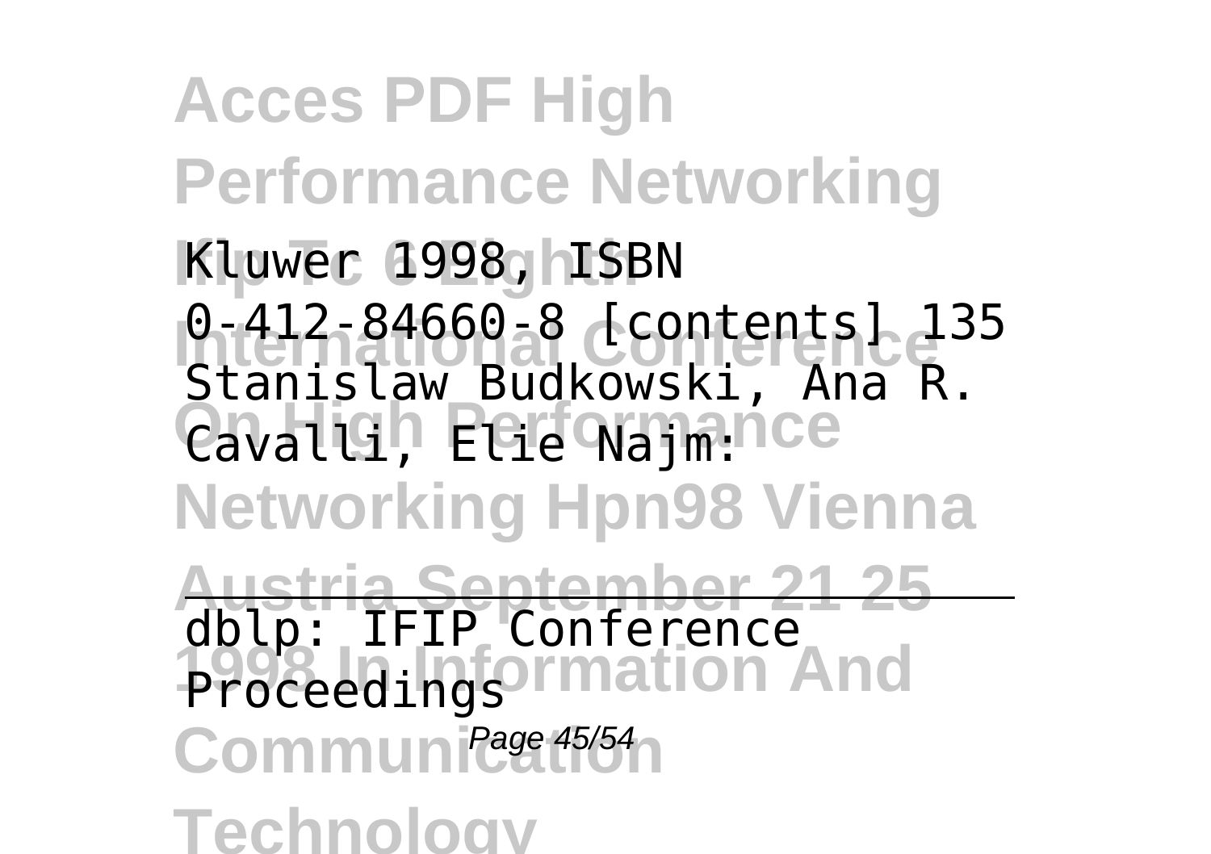Kluwer 1998, ISBN 0-412-84660-8 [contents] 135 Stanislaw Budkowski, Ana R. Cavalli, Elie Najm:

---

dblp: IFIP Conference Proceedings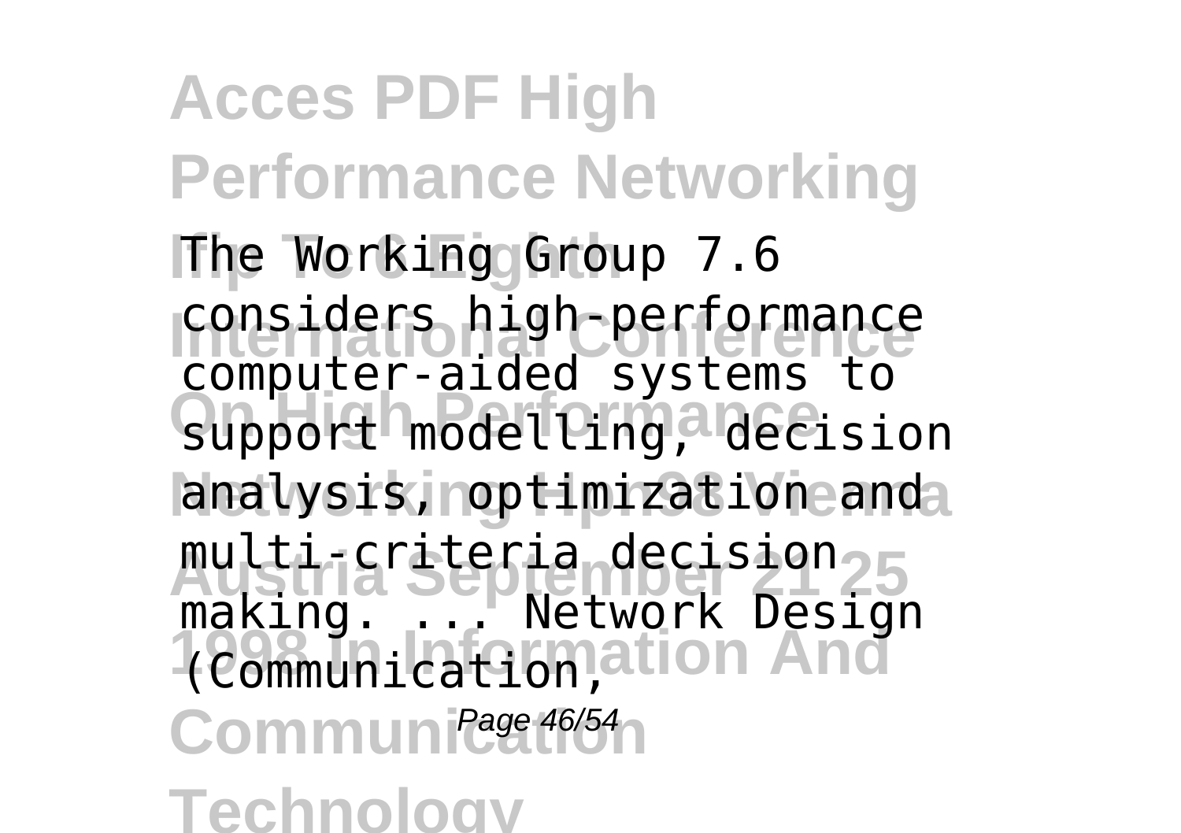The Working Group 7.6 considers high-performance computer-aided systems to support modelling, decision analysis, optimization and multi-criteria decision making. ... Network Design (Communication,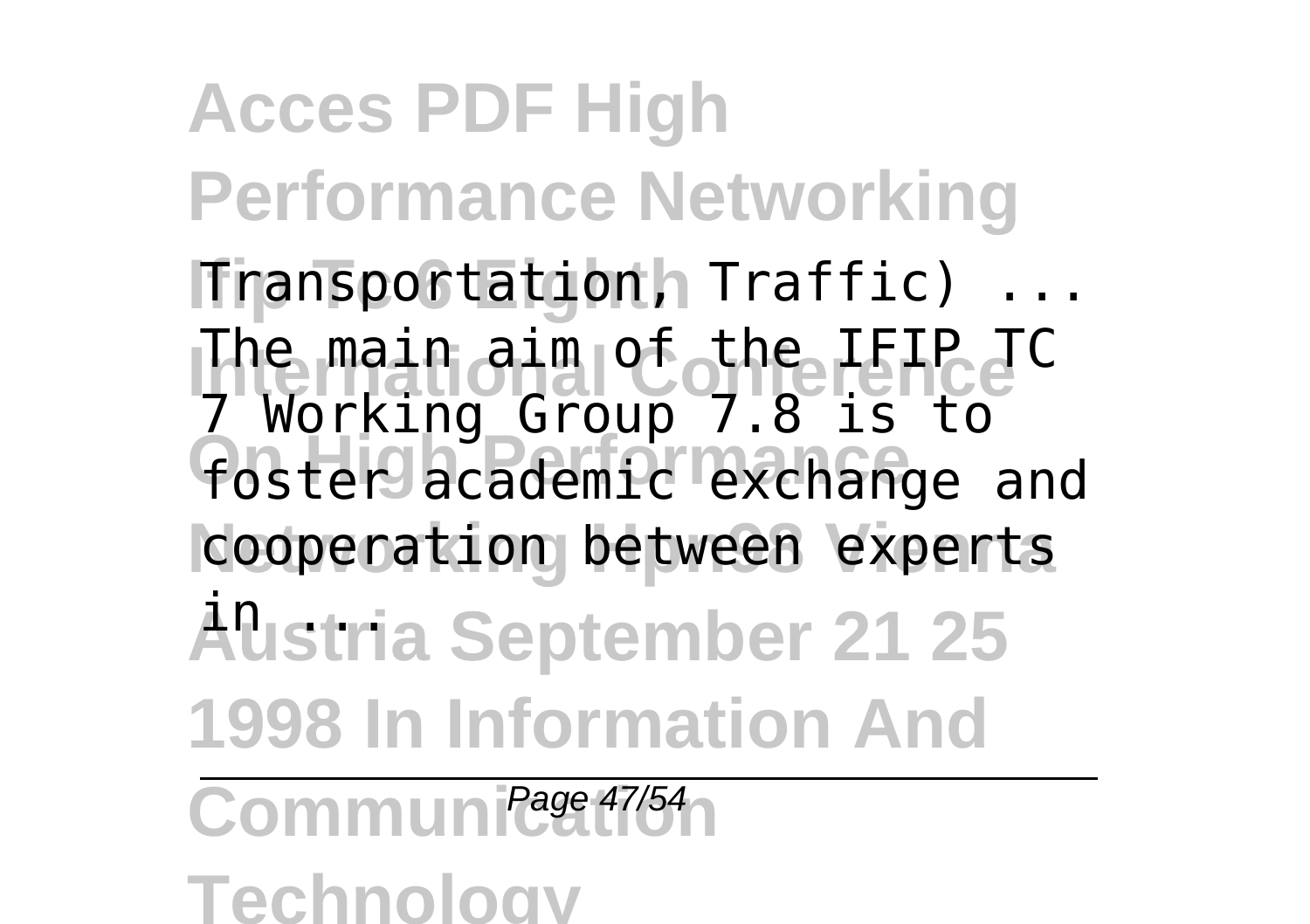Transportation, Traffic) ...
The main aim of the IFIP TC 7 Working Group 7.8 is to foster academic exchange and cooperation between experts in ...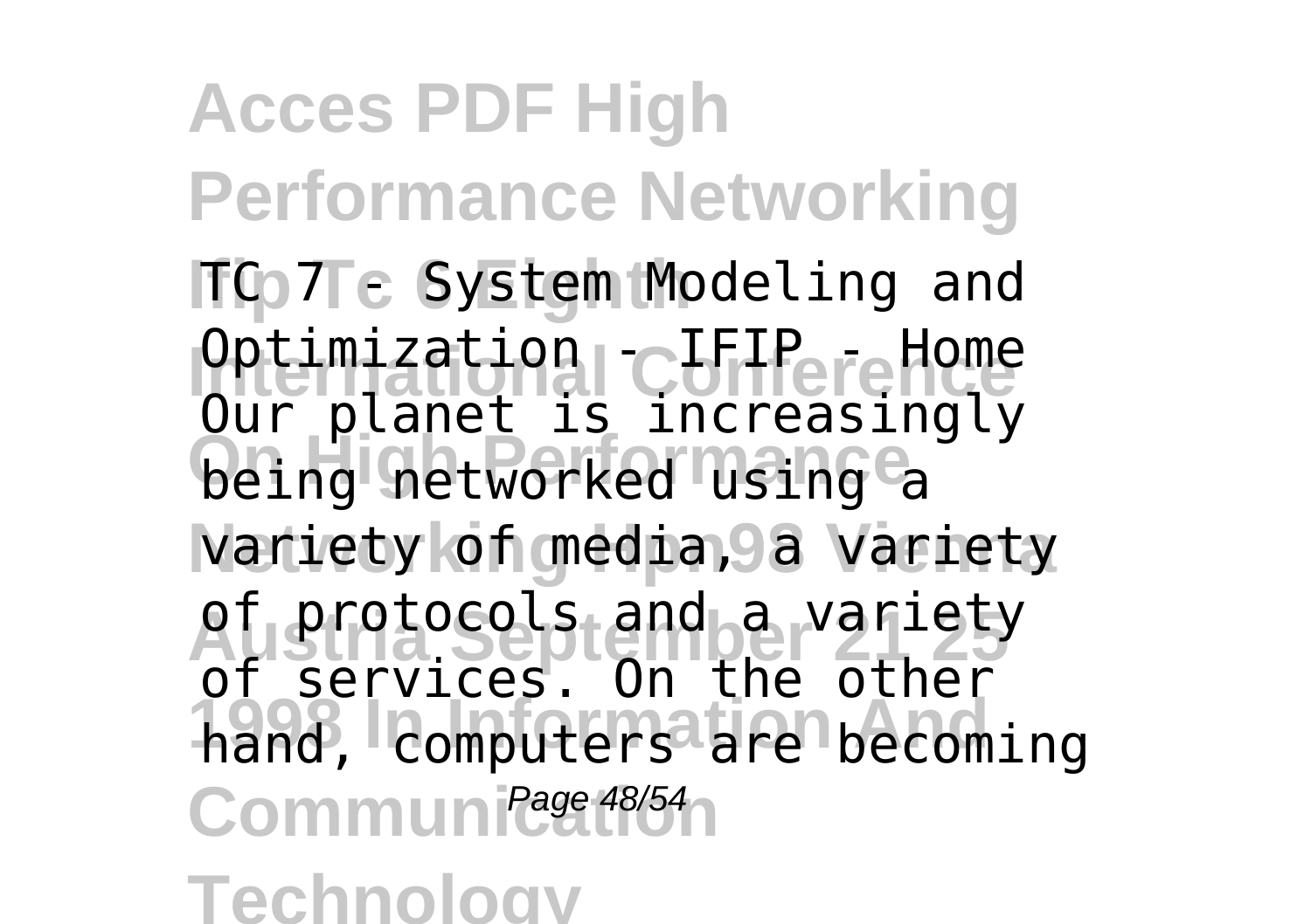TC 7 - System Modeling and Optimization - IFIP - Home
Our planet is increasingly being networked using a variety of media, a variety of protocols and a variety of services. On the other hand, computers are becoming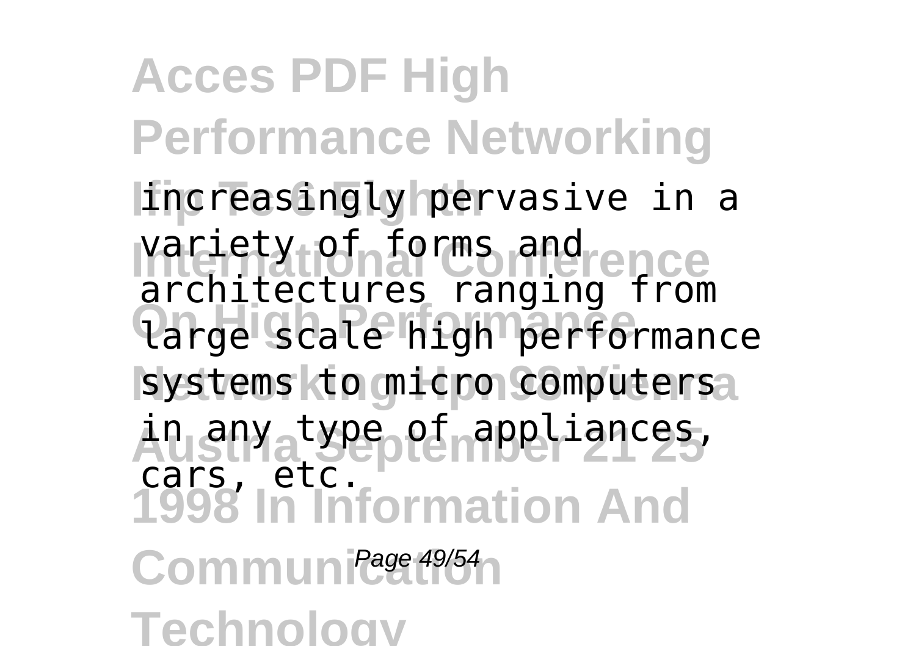increasingly pervasive in a variety of forms and architectures ranging from large scale high performance systems to micro computers in any type of appliances, cars, etc.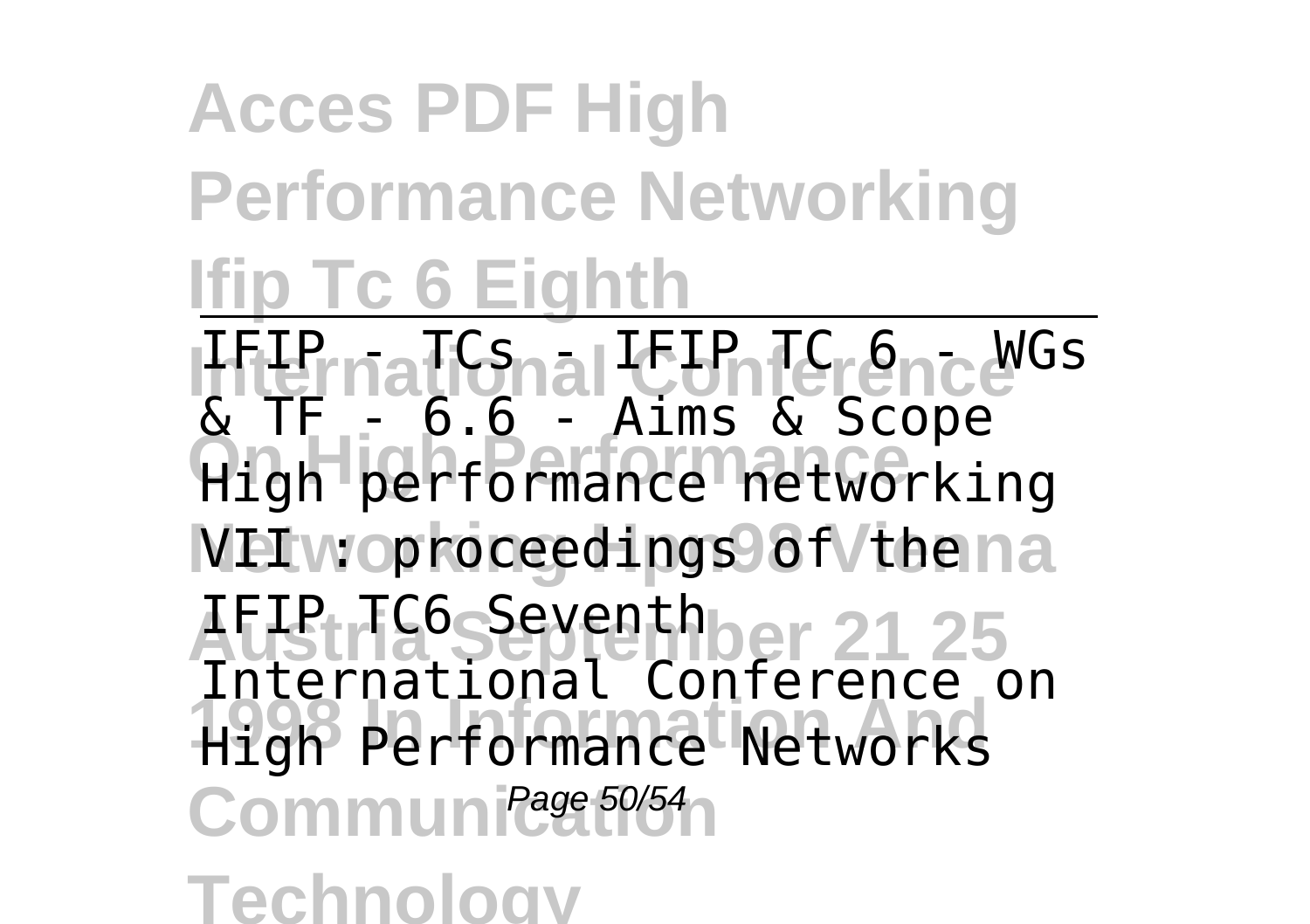IFIP - TCs - IFIP TC 6 - WGs & TF - 6.6 - Aims & Scope

High performance networking VII : proceedings of the IFIP TC6 Seventh International Conference on High Performance Networks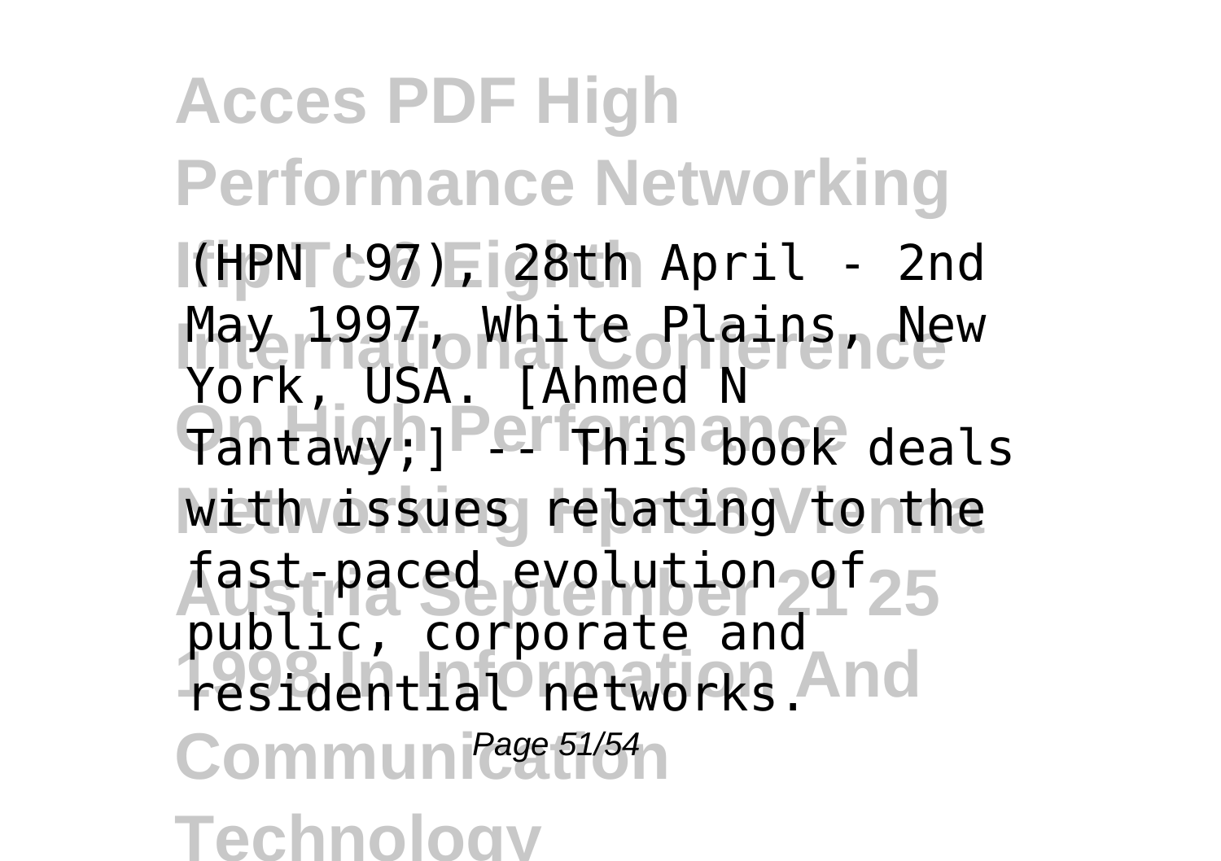(HPN '97), 28th April - 2nd May 1997, White Plains, New York, USA. [Ahmed N Tantawy;] -- This book deals with issues relating to the fast-paced evolution of public, corporate and residential networks.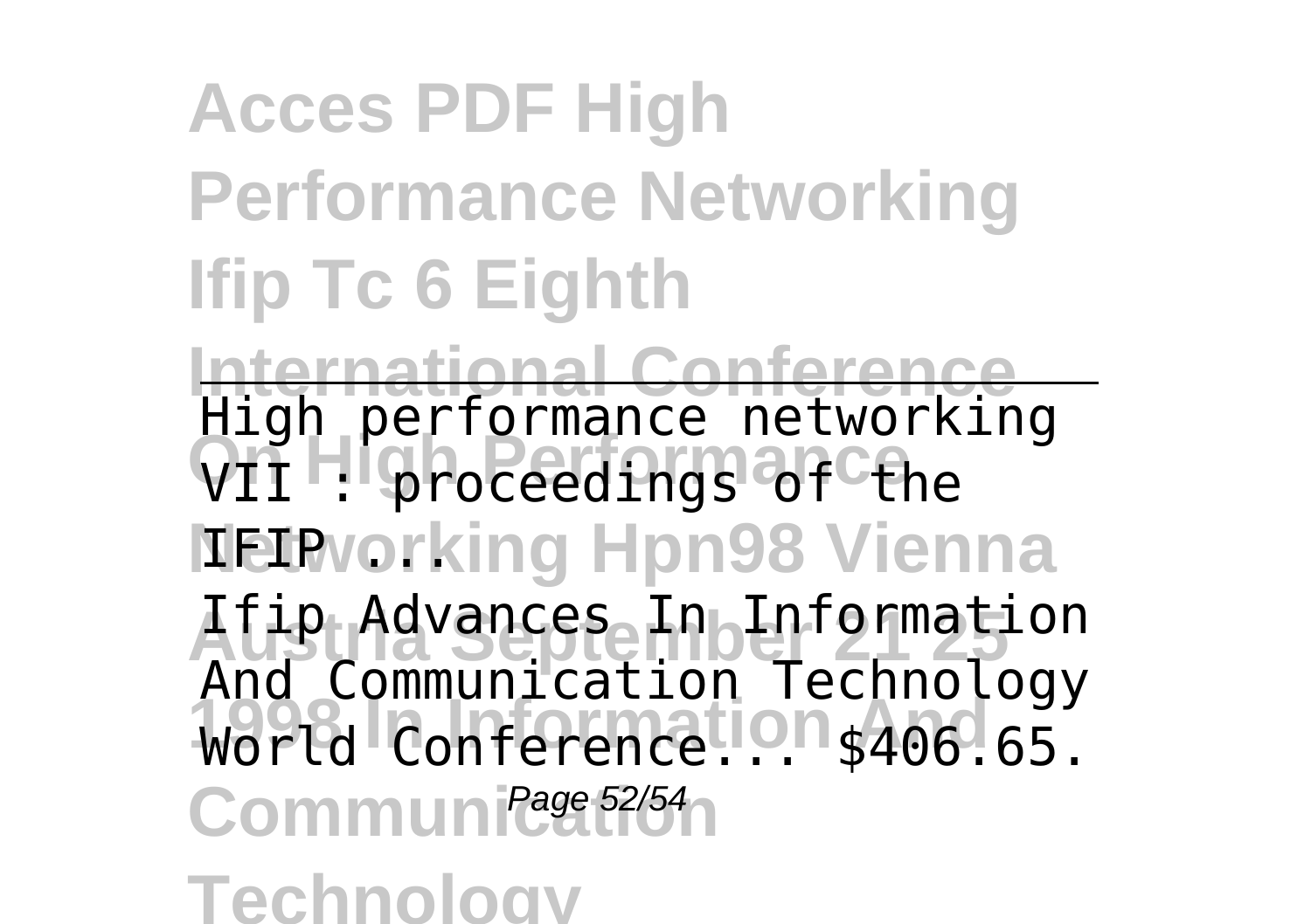High performance networking VII : proceedings of the IFIP ...

Ifip Advances In Information And Communication Technology World Conference... $406.65.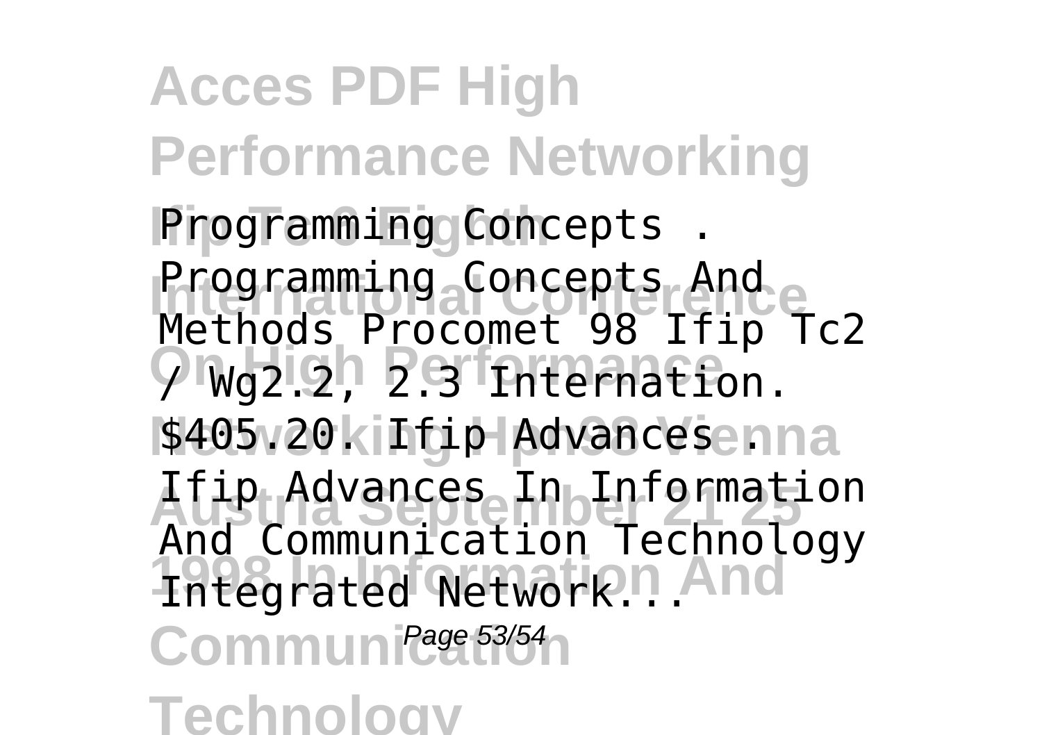Programming Concepts . Programming Concepts And Methods Procomet 98 Ifip Tc2 / Wg2.2, 2.3 Internation. $405.20. Ifip Advances . Ifip Advances In Information And Communication Technology Integrated Network...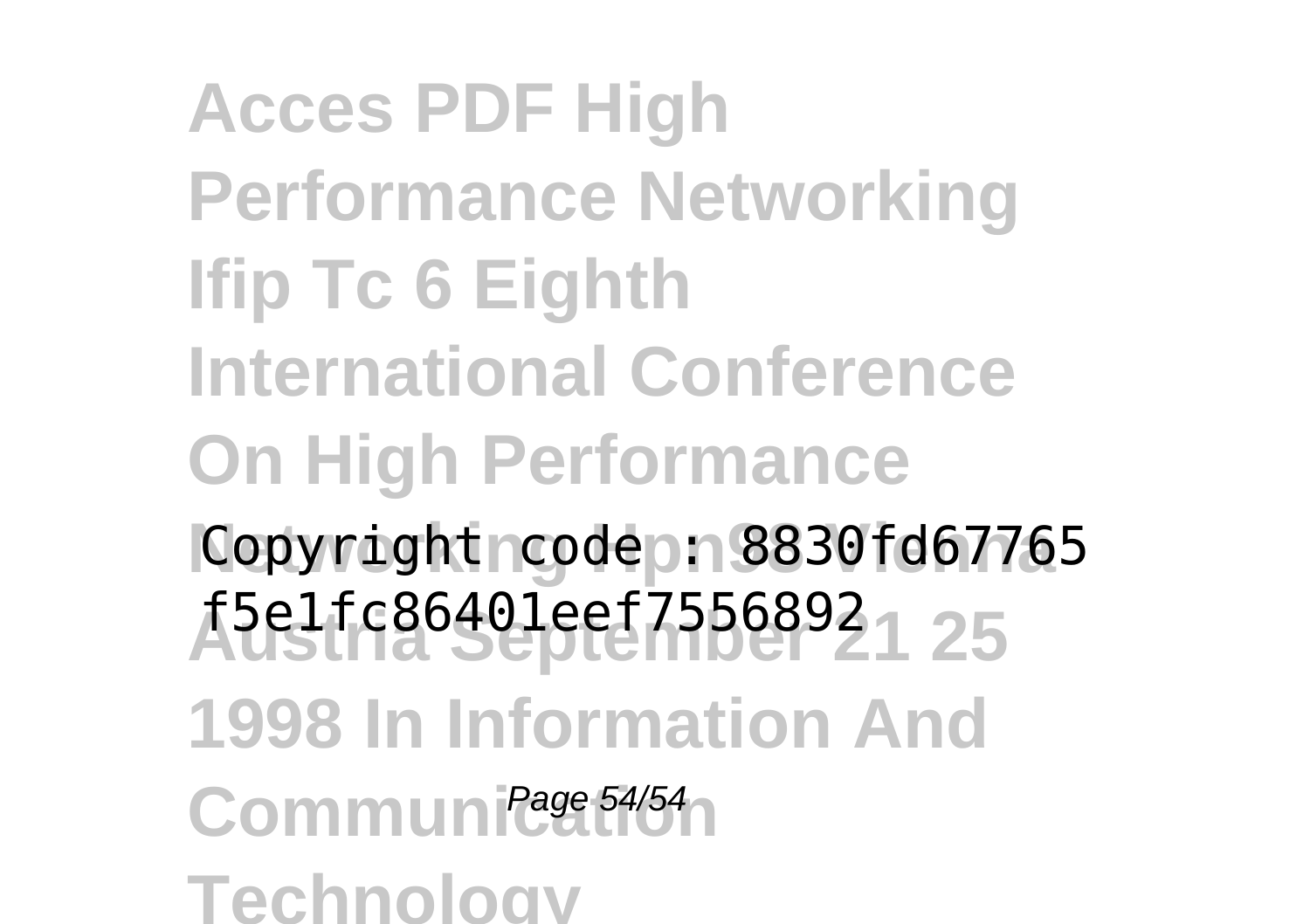Copyright code : 8830fd67765f5e1fc86401eef7556892